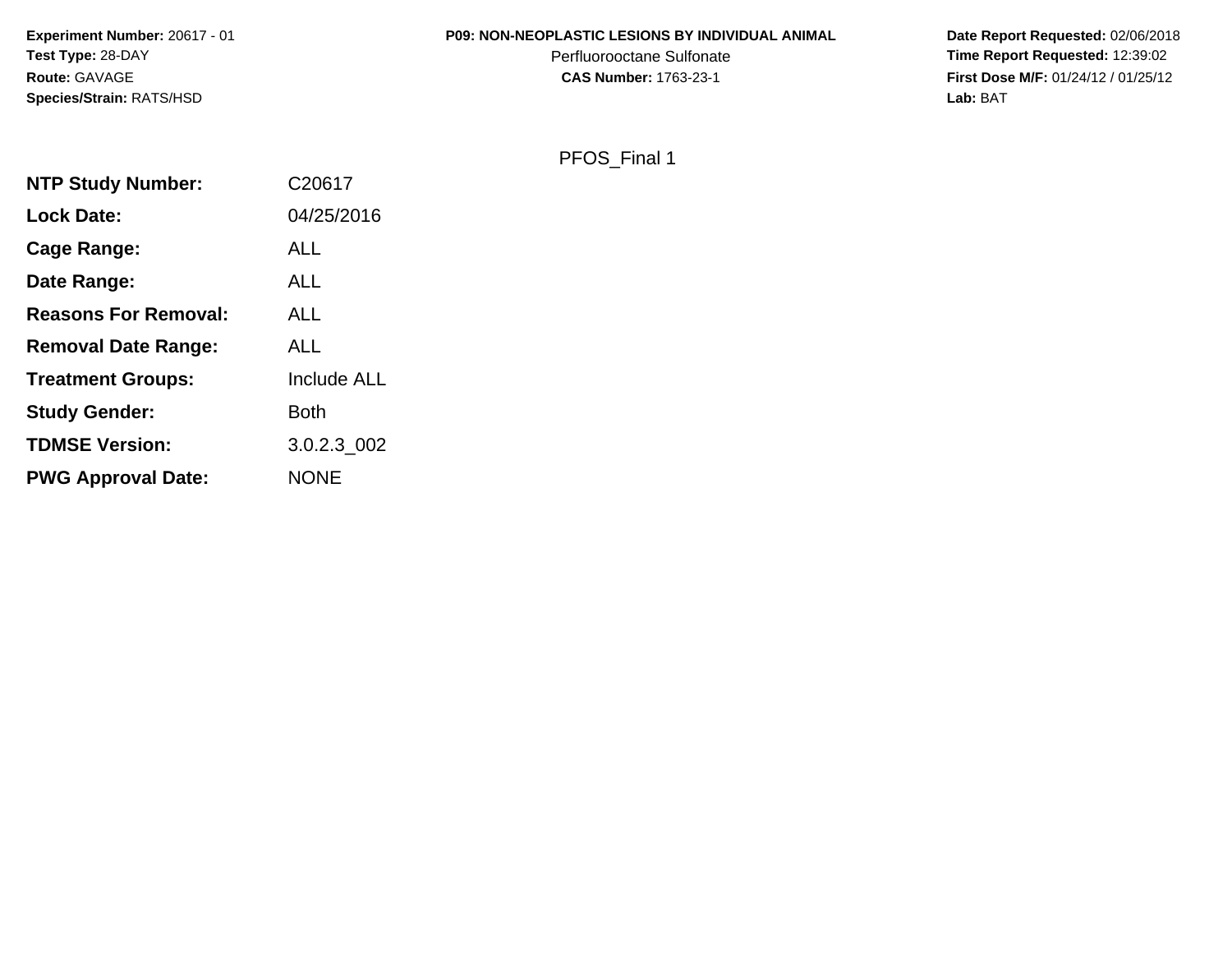**Experiment Number:** 20617 - 01
**Test Type:** 28-DAY
**Route:** GAVAGE
**Species/Strain:** RATS/HSD

**P09: NON-NEOPLASTIC LESIONS BY INDIVIDUAL ANIMAL**
Perfluorooctane Sulfonate
**CAS Number:** 1763-23-1

**Date Report Requested:** 02/06/2018
**Time Report Requested:** 12:39:02
**First Dose M/F:** 01/24/12 / 01/25/12
**Lab:** BAT

PFOS_Final 1

| | |
|---|---|
| **NTP Study Number:** | C20617 |
| **Lock Date:** | 04/25/2016 |
| **Cage Range:** | ALL |
| **Date Range:** | ALL |
| **Reasons For Removal:** | ALL |
| **Removal Date Range:** | ALL |
| **Treatment Groups:** | Include ALL |
| **Study Gender:** | Both |
| **TDMSE Version:** | 3.0.2.3_002 |
| **PWG Approval Date:** | NONE |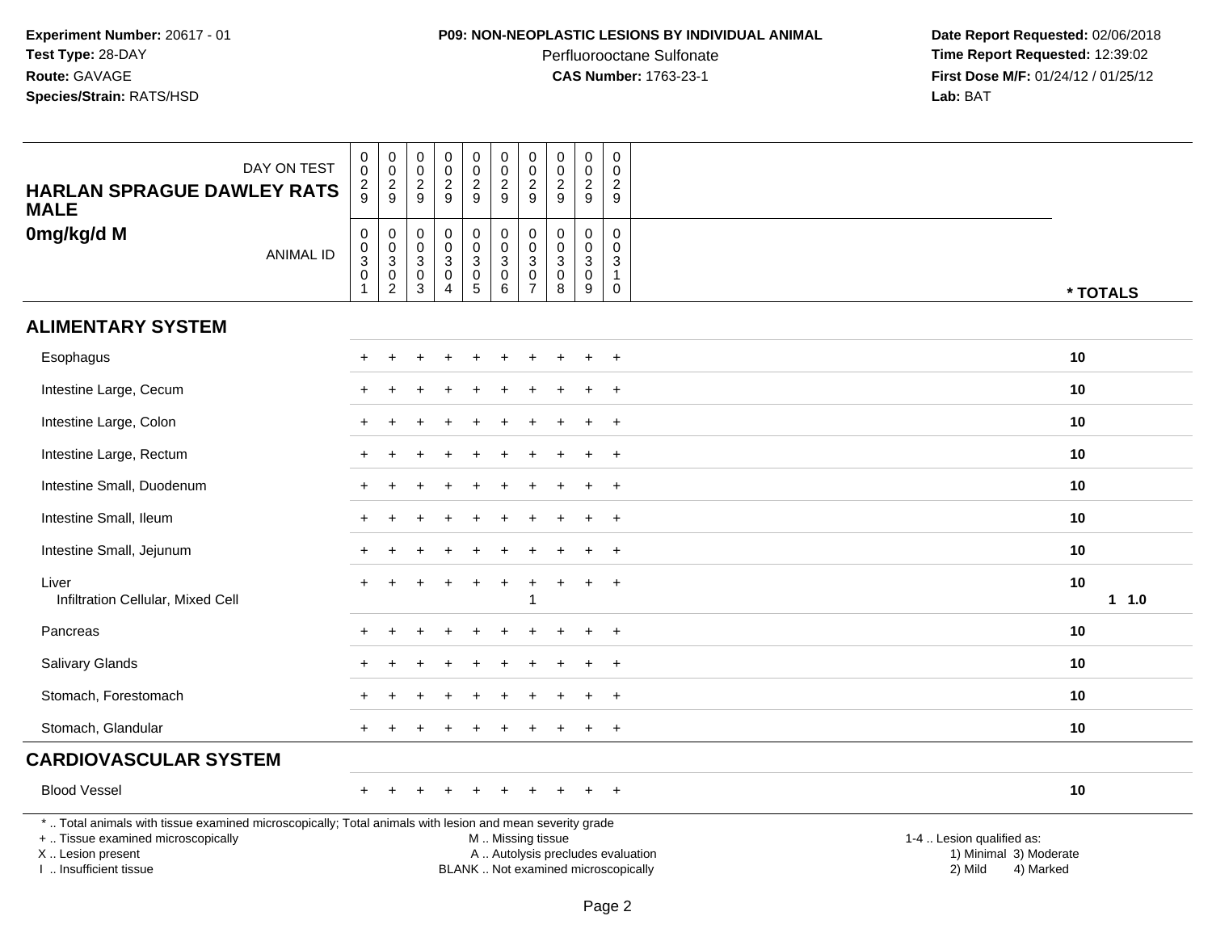**Experiment Number:** 20617 - 01
**Test Type:** 28-DAY
**Route:** GAVAGE
**Species/Strain:** RATS/HSD

**P09: NON-NEOPLASTIC LESIONS BY INDIVIDUAL ANIMAL**
Perfluorooctane Sulfonate
**CAS Number:** 1763-23-1

**Date Report Requested:** 02/06/2018
**Time Report Requested:** 12:39:02
**First Dose M/F:** 01/24/12 / 01/25/12
**Lab:** BAT

| HARLAN SPRAGUE DAWLEY RATS MALE 0mg/kg/d M | | | | | | | | | | | |
|---|---|---|---|---|---|---|---|---|---|---|---|
| DAY ON TEST | 0029 | 0029 | 0029 | 0029 | 0029 | 0029 | 0029 | 0029 | 0029 | 0029 | |
| ANIMAL ID | 00301 | 00302 | 00303 | 00304 | 00305 | 00306 | 00307 | 00308 | 00309 | 00310 | * TOTALS |
| **ALIMENTARY SYSTEM** | | | | | | | | | | | |
| Esophagus | + | + | + | + | + | + | + | + | + | + | 10 |
| Intestine Large, Cecum | + | + | + | + | + | + | + | + | + | + | 10 |
| Intestine Large, Colon | + | + | + | + | + | + | + | + | + | + | 10 |
| Intestine Large, Rectum | + | + | + | + | + | + | + | + | + | + | 10 |
| Intestine Small, Duodenum | + | + | + | + | + | + | + | + | + | + | 10 |
| Intestine Small, Ileum | + | + | + | + | + | + | + | + | + | + | 10 |
| Intestine Small, Jejunum | + | + | + | + | + | + | + | + | + | + | 10 |
| Liver | + | + | + | + | + | + | + | + | + | + | 10 |
| Infiltration Cellular, Mixed Cell | | | | | | | 1 | | | | 1 1.0 |
| Pancreas | + | + | + | + | + | + | + | + | + | + | 10 |
| Salivary Glands | + | + | + | + | + | + | + | + | + | + | 10 |
| Stomach, Forestomach | + | + | + | + | + | + | + | + | + | + | 10 |
| Stomach, Glandular | + | + | + | + | + | + | + | + | + | + | 10 |
| **CARDIOVASCULAR SYSTEM** | | | | | | | | | | | |
| Blood Vessel | + | + | + | + | + | + | + | + | + | + | 10 |

* .. Total animals with tissue examined microscopically; Total animals with lesion and mean severity grade
+ .. Tissue examined microscopically
X .. Lesion present
I .. Insufficient tissue

M .. Missing tissue
A .. Autolysis precludes evaluation
BLANK .. Not examined microscopically

1-4 .. Lesion qualified as:
1) Minimal 3) Moderate
2) Mild 4) Marked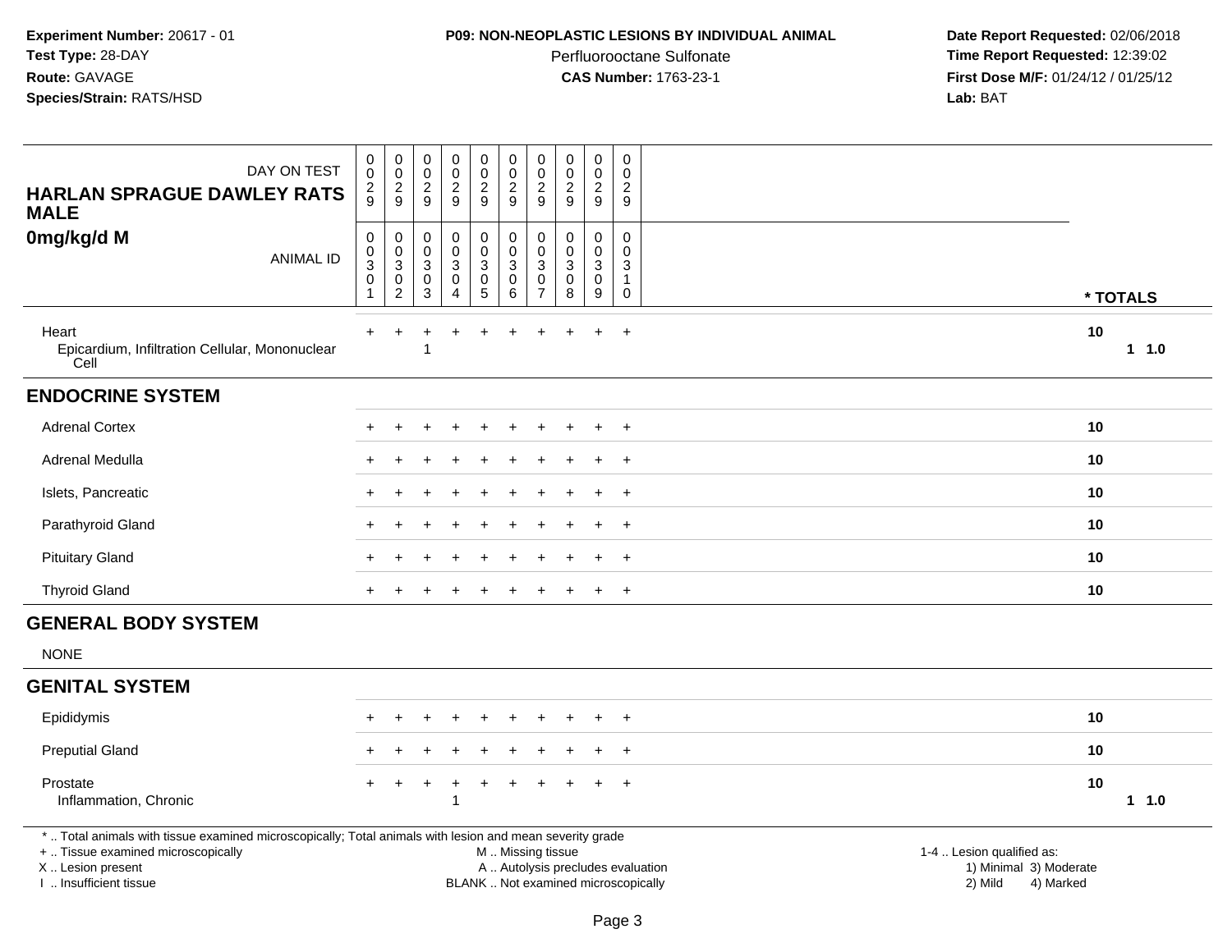**Experiment Number:** 20617 - 01
**Test Type:** 28-DAY
**Route:** GAVAGE
**Species/Strain:** RATS/HSD

**P09: NON-NEOPLASTIC LESIONS BY INDIVIDUAL ANIMAL**
Perfluorooctane Sulfonate
**CAS Number:** 1763-23-1

**Date Report Requested:** 02/06/2018
**Time Report Requested:** 12:39:02
**First Dose M/F:** 01/24/12 / 01/25/12
**Lab:** BAT

| DAY ON TEST | 0029 | 0029 | 0029 | 0029 | 0029 | 0029 | 0029 | 0029 | 0029 | 0029 | |
|---|---|---|---|---|---|---|---|---|---|---|---|
| **HARLAN SPRAGUE DAWLEY RATS MALE** **0mg/kg/d M** ANIMAL ID | 00301 | 00302 | 00303 | 00304 | 00305 | 00306 | 00307 | 00308 | 00309 | 00310 | *** TOTALS** |
| Heart | + | + | + | + | + | + | + | + | + | + | 10 |
| Epicardium, Infiltration Cellular, Mononuclear Cell | | | 1 | | | | | | | | 1 1.0 |
| **ENDOCRINE SYSTEM** | | | | | | | | | | | |
| Adrenal Cortex | + | + | + | + | + | + | + | + | + | + | 10 |
| Adrenal Medulla | + | + | + | + | + | + | + | + | + | + | 10 |
| Islets, Pancreatic | + | + | + | + | + | + | + | + | + | + | 10 |
| Parathyroid Gland | + | + | + | + | + | + | + | + | + | + | 10 |
| Pituitary Gland | + | + | + | + | + | + | + | + | + | + | 10 |
| Thyroid Gland | + | + | + | + | + | + | + | + | + | + | 10 |
| **GENERAL BODY SYSTEM** | | | | | | | | | | | |
| NONE | | | | | | | | | | | |
| **GENITAL SYSTEM** | | | | | | | | | | | |
| Epididymis | + | + | + | + | + | + | + | + | + | + | 10 |
| Preputial Gland | + | + | + | + | + | + | + | + | + | + | 10 |
| Prostate | + | + | + | + | + | + | + | + | + | + | 10 |
| Inflammation, Chronic | | | | 1 | | | | | | | 1 1.0 |

* .. Total animals with tissue examined microscopically; Total animals with lesion and mean severity grade
+ .. Tissue examined microscopically
X .. Lesion present
I .. Insufficient tissue

M .. Missing tissue
A .. Autolysis precludes evaluation
BLANK .. Not examined microscopically

1-4 .. Lesion qualified as:
1) Minimal 3) Moderate
2) Mild 4) Marked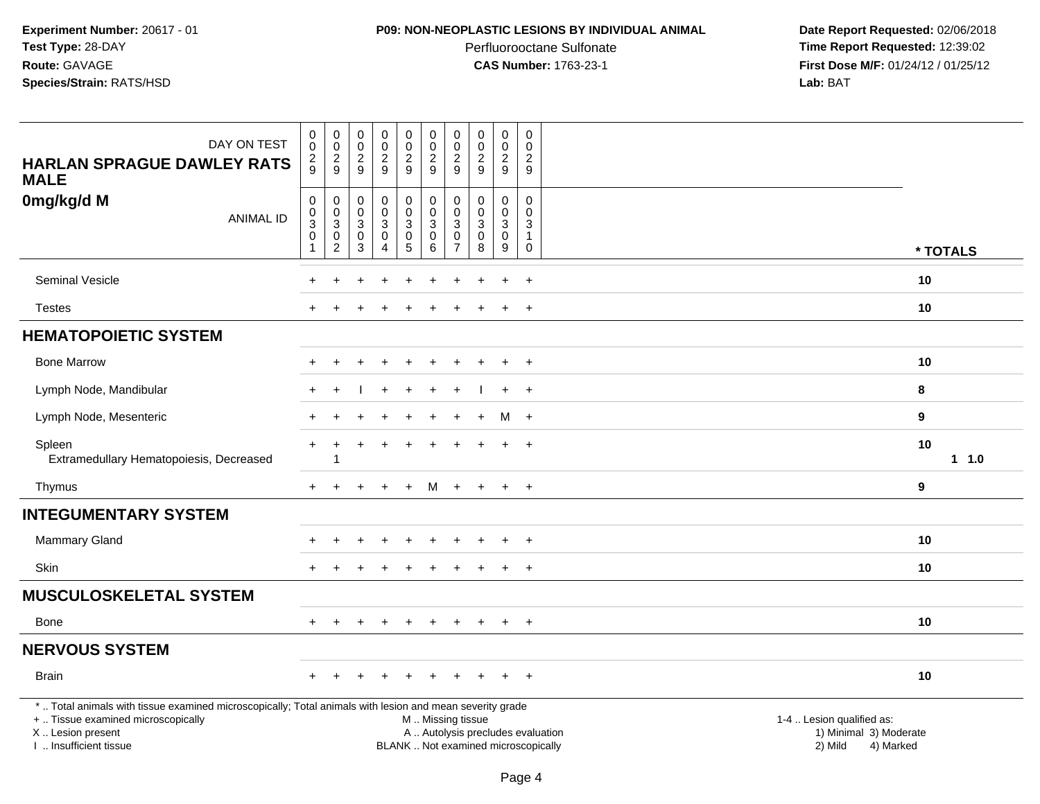**Experiment Number:** 20617 - 01
**Test Type:** 28-DAY
**Route:** GAVAGE
**Species/Strain:** RATS/HSD

**P09: NON-NEOPLASTIC LESIONS BY INDIVIDUAL ANIMAL**
Perfluorooctane Sulfonate
**CAS Number:** 1763-23-1

**Date Report Requested:** 02/06/2018
**Time Report Requested:** 12:39:02
**First Dose M/F:** 01/24/12 / 01/25/12
**Lab:** BAT

| HARLAN SPRAGUE DAWLEY RATS MALE<br>0mg/kg/d M | | | | | | | | | | | |
|---|---|---|---|---|---|---|---|---|---|---|---|
| DAY ON TEST | 0029 | 0029 | 0029 | 0029 | 0029 | 0029 | 0029 | 0029 | 0029 | 0029 | |
| ANIMAL ID | 00301 | 00302 | 00303 | 00304 | 00305 | 00306 | 00307 | 00308 | 00309 | 00310 | * TOTALS |
| Seminal Vesicle | + | + | + | + | + | + | + | + | + | + | 10 |
| Testes | + | + | + | + | + | + | + | + | + | + | 10 |
| **HEMATOPOIETIC SYSTEM** | | | | | | | | | | | |
| Bone Marrow | + | + | + | + | + | + | + | + | + | + | 10 |
| Lymph Node, Mandibular | + | + | I | + | + | + | + | I | + | + | 8 |
| Lymph Node, Mesenteric | + | + | + | + | + | + | + | + | M | + | 9 |
| Spleen | + | + | + | + | + | + | + | + | + | + | 10 |
| Extramedullary Hematopoiesis, Decreased | | 1 | | | | | | | | | 1 1.0 |
| Thymus | + | + | + | + | + | M | + | + | + | + | 9 |
| **INTEGUMENTARY SYSTEM** | | | | | | | | | | | |
| Mammary Gland | + | + | + | + | + | + | + | + | + | + | 10 |
| Skin | + | + | + | + | + | + | + | + | + | + | 10 |
| **MUSCULOSKELETAL SYSTEM** | | | | | | | | | | | |
| Bone | + | + | + | + | + | + | + | + | + | + | 10 |
| **NERVOUS SYSTEM** | | | | | | | | | | | |
| Brain | + | + | + | + | + | + | + | + | + | + | 10 |

* .. Total animals with tissue examined microscopically; Total animals with lesion and mean severity grade
+ .. Tissue examined microscopically
X .. Lesion present
I .. Insufficient tissue

M .. Missing tissue
A .. Autolysis precludes evaluation
BLANK .. Not examined microscopically

1-4 .. Lesion qualified as:
1) Minimal 3) Moderate
2) Mild 4) Marked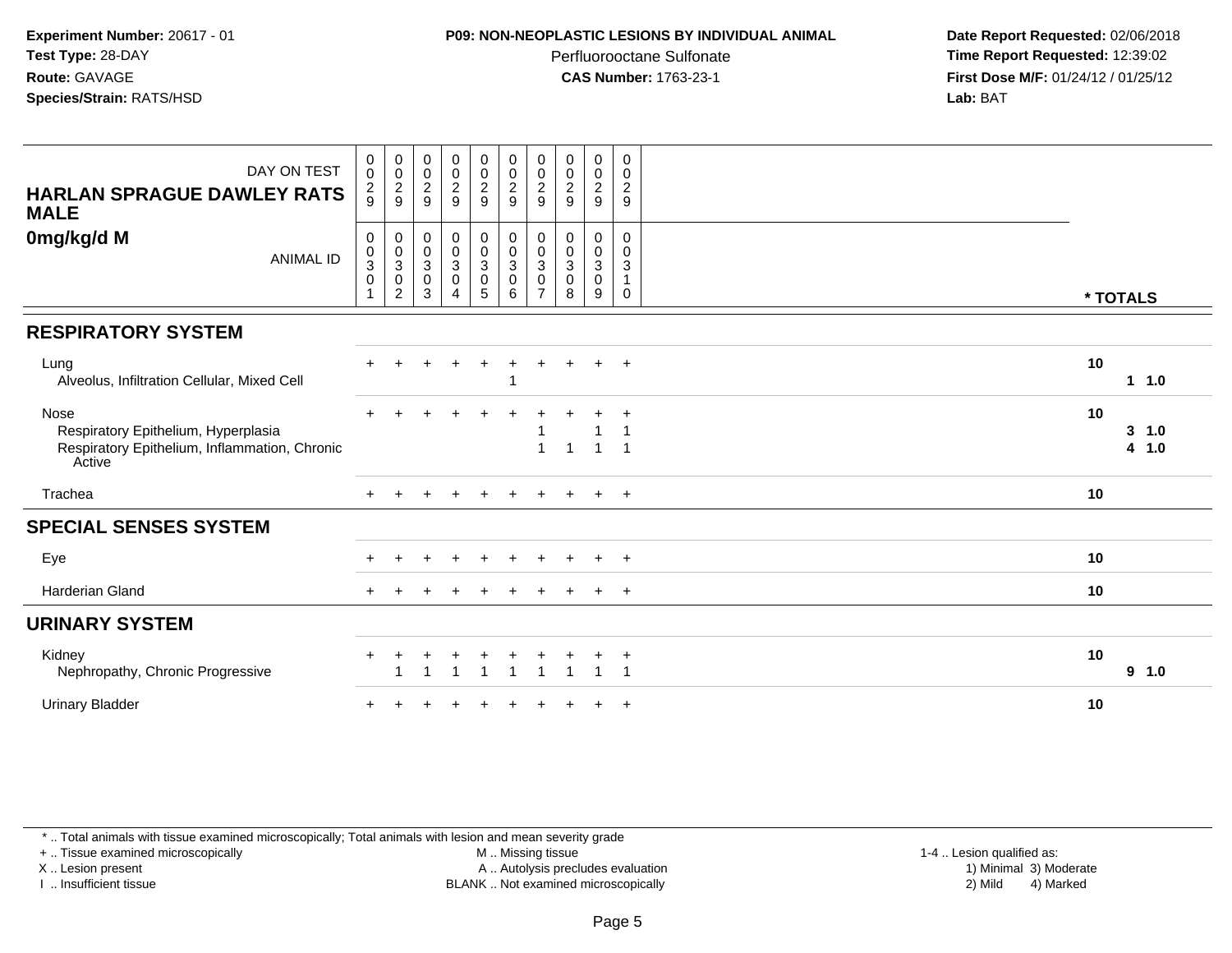**Experiment Number:** 20617 - 01
**Test Type:** 28-DAY
**Route:** GAVAGE
**Species/Strain:** RATS/HSD

**P09: NON-NEOPLASTIC LESIONS BY INDIVIDUAL ANIMAL**
Perfluorooctane Sulfonate
**CAS Number:** 1763-23-1

**Date Report Requested:** 02/06/2018
**Time Report Requested:** 12:39:02
**First Dose M/F:** 01/24/12 / 01/25/12
**Lab:** BAT

| HARLAN SPRAGUE DAWLEY RATS MALE — DAY ON TEST | 0029 | 0029 | 0029 | 0029 | 0029 | 0029 | 0029 | 0029 | 0029 | 0029 | |
|---|---|---|---|---|---|---|---|---|---|---|---|
| **0mg/kg/d M** — ANIMAL ID | 00301 | 00302 | 00303 | 00304 | 00305 | 00306 | 00307 | 00308 | 00309 | 00310 | *** TOTALS** |
| **RESPIRATORY SYSTEM** | | | | | | | | | | | |
| Lung | + | + | + | + | + | + | + | + | + | + | **10** |
| Alveolus, Infiltration Cellular, Mixed Cell | | | | | | 1 | | | | | **1** **1.0** |
| Nose | + | + | + | + | + | + | + | + | + | + | **10** |
| Respiratory Epithelium, Hyperplasia | | | | | | | 1 | | 1 | 1 | **3** **1.0** |
| Respiratory Epithelium, Inflammation, Chronic Active | | | | | | | 1 | 1 | 1 | 1 | **4** **1.0** |
| Trachea | + | + | + | + | + | + | + | + | + | + | **10** |
| **SPECIAL SENSES SYSTEM** | | | | | | | | | | | |
| Eye | + | + | + | + | + | + | + | + | + | + | **10** |
| Harderian Gland | + | + | + | + | + | + | + | + | + | + | **10** |
| **URINARY SYSTEM** | | | | | | | | | | | |
| Kidney | + | + | + | + | + | + | + | + | + | + | **10** |
| Nephropathy, Chronic Progressive | | 1 | 1 | 1 | 1 | 1 | 1 | 1 | 1 | 1 | **9** **1.0** |
| Urinary Bladder | + | + | + | + | + | + | + | + | + | + | **10** |

* .. Total animals with tissue examined microscopically; Total animals with lesion and mean severity grade
+ .. Tissue examined microscopically
X .. Lesion present
I .. Insufficient tissue
M .. Missing tissue
A .. Autolysis precludes evaluation
BLANK .. Not examined microscopically
1-4 .. Lesion qualified as:
1) Minimal 2) Mild 3) Moderate 4) Marked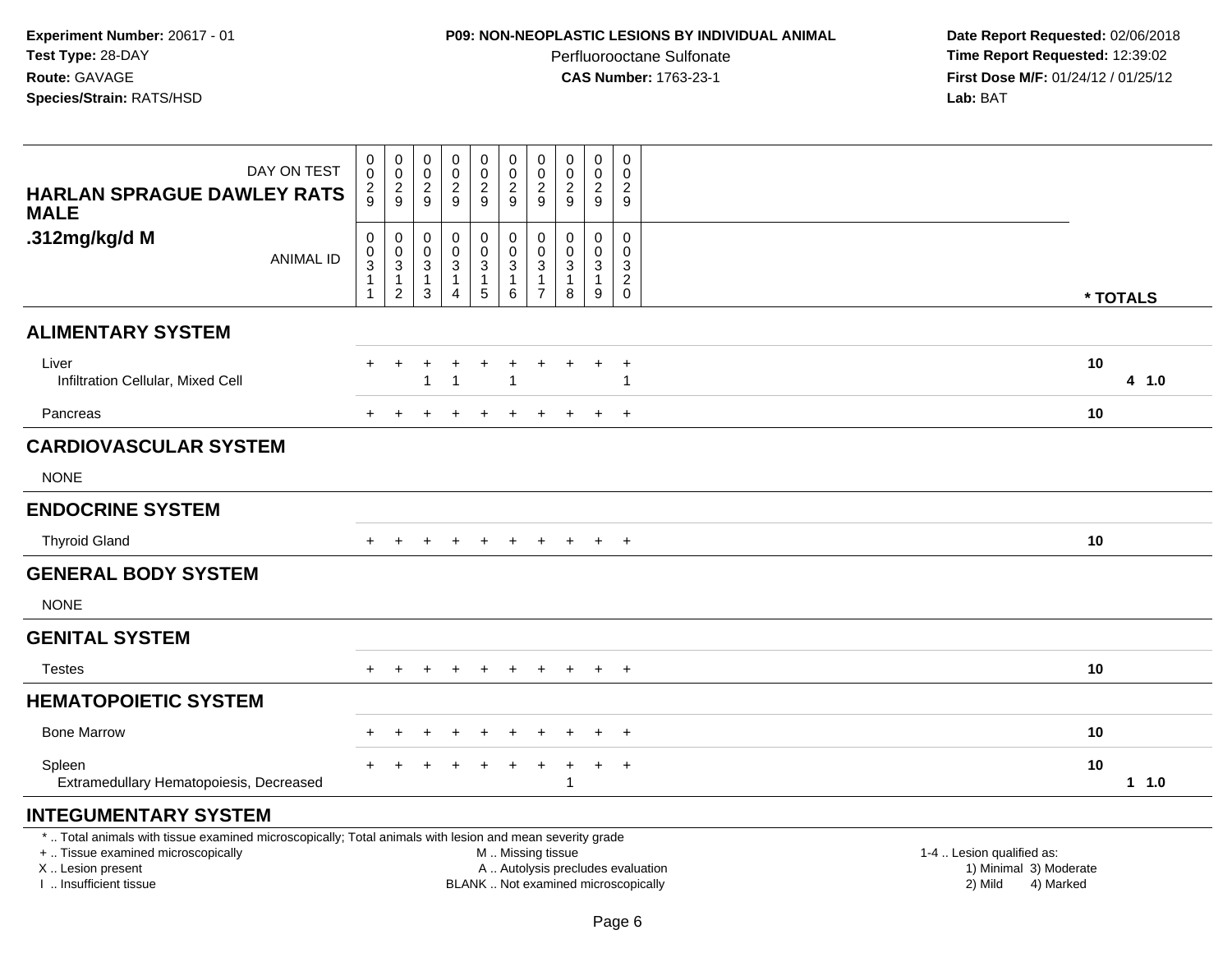**Experiment Number:** 20617 - 01
**Test Type:** 28-DAY
**Route:** GAVAGE
**Species/Strain:** RATS/HSD

**P09: NON-NEOPLASTIC LESIONS BY INDIVIDUAL ANIMAL**
Perfluorooctane Sulfonate
**CAS Number:** 1763-23-1

**Date Report Requested:** 02/06/2018
**Time Report Requested:** 12:39:02
**First Dose M/F:** 01/24/12 / 01/25/12
**Lab:** BAT

| **HARLAN SPRAGUE DAWLEY RATS MALE** DAY ON TEST | 0029 | 0029 | 0029 | 0029 | 0029 | 0029 | 0029 | 0029 | 0029 | 0029 | |
|---|---|---|---|---|---|---|---|---|---|---|---|
| **.312mg/kg/d M** ANIMAL ID | 00311 | 00312 | 00313 | 00314 | 00315 | 00316 | 00317 | 00318 | 00319 | 00320 | *** TOTALS** |
| **ALIMENTARY SYSTEM** | | | | | | | | | | | |
| Liver | + | + | + | + | + | + | + | + | + | + | **10** |
| Infiltration Cellular, Mixed Cell | | | 1 | 1 | | 1 | | | | 1 | **4 1.0** |
| Pancreas | + | + | + | + | + | + | + | + | + | + | **10** |
| **CARDIOVASCULAR SYSTEM** | | | | | | | | | | | |
| NONE | | | | | | | | | | | |
| **ENDOCRINE SYSTEM** | | | | | | | | | | | |
| Thyroid Gland | + | + | + | + | + | + | + | + | + | + | **10** |
| **GENERAL BODY SYSTEM** | | | | | | | | | | | |
| NONE | | | | | | | | | | | |
| **GENITAL SYSTEM** | | | | | | | | | | | |
| Testes | + | + | + | + | + | + | + | + | + | + | **10** |
| **HEMATOPOIETIC SYSTEM** | | | | | | | | | | | |
| Bone Marrow | + | + | + | + | + | + | + | + | + | + | **10** |
| Spleen | + | + | + | + | + | + | + | + | + | + | **10** |
| Extramedullary Hematopoiesis, Decreased | | | | | | | | 1 | | | **1 1.0** |
| **INTEGUMENTARY SYSTEM** | | | | | | | | | | | |

* .. Total animals with tissue examined microscopically; Total animals with lesion and mean severity grade
+ .. Tissue examined microscopically
X .. Lesion present
I .. Insufficient tissue

M .. Missing tissue
A .. Autolysis precludes evaluation
BLANK .. Not examined microscopically

1-4 .. Lesion qualified as:
1) Minimal 3) Moderate
2) Mild 4) Marked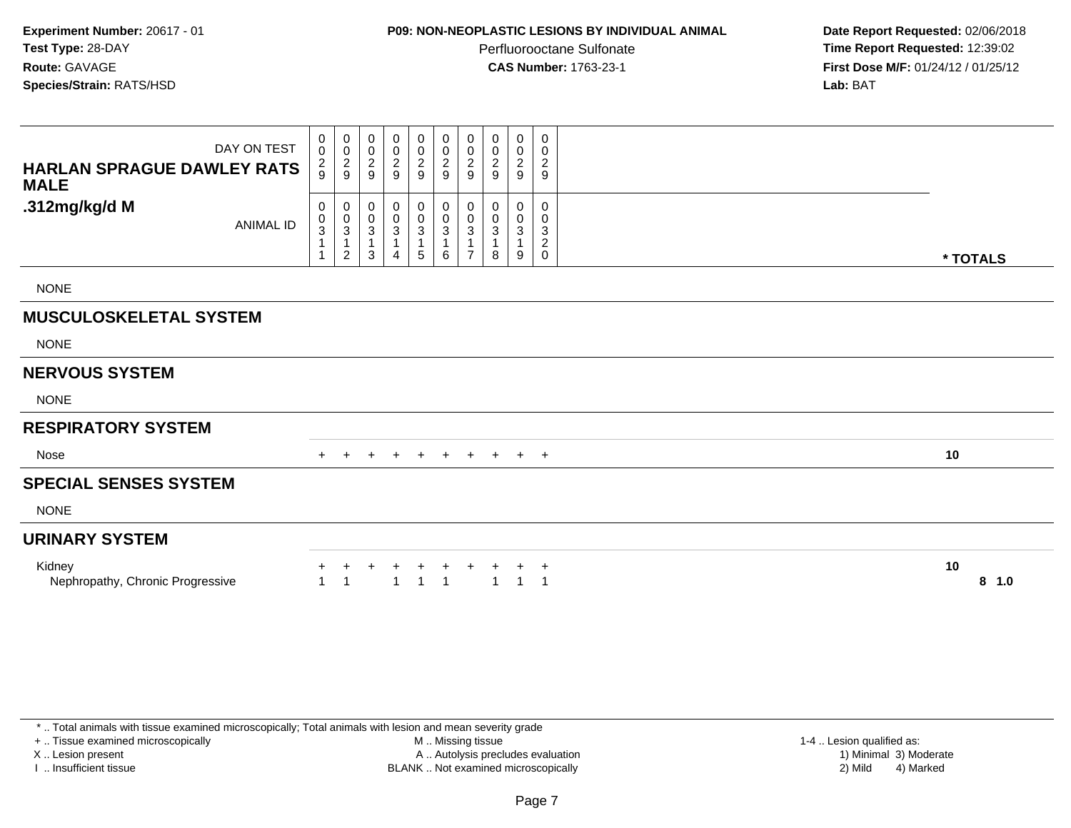**Experiment Number:** 20617 - 01
**Test Type:** 28-DAY
**Route:** GAVAGE
**Species/Strain:** RATS/HSD

**P09: NON-NEOPLASTIC LESIONS BY INDIVIDUAL ANIMAL**
Perfluorooctane Sulfonate
**CAS Number:** 1763-23-1

**Date Report Requested:** 02/06/2018
**Time Report Requested:** 12:39:02
**First Dose M/F:** 01/24/12 / 01/25/12
**Lab:** BAT

| HARLAN SPRAGUE DAWLEY RATS MALE .312mg/kg/d M | | | | | | | | | | | |
|---|---|---|---|---|---|---|---|---|---|---|---|
| DAY ON TEST | 0029 | 0029 | 0029 | 0029 | 0029 | 0029 | 0029 | 0029 | 0029 | 0029 | |
| ANIMAL ID | 00311 | 00312 | 00313 | 00314 | 00315 | 00316 | 00317 | 00318 | 00319 | 00320 | * TOTALS |
| NONE | | | | | | | | | | | |
| **MUSCULOSKELETAL SYSTEM** | | | | | | | | | | | |
| NONE | | | | | | | | | | | |
| **NERVOUS SYSTEM** | | | | | | | | | | | |
| NONE | | | | | | | | | | | |
| **RESPIRATORY SYSTEM** | | | | | | | | | | | |
| Nose | + | + | + | + | + | + | + | + | + | + | 10 |
| **SPECIAL SENSES SYSTEM** | | | | | | | | | | | |
| NONE | | | | | | | | | | | |
| **URINARY SYSTEM** | | | | | | | | | | | |
| Kidney | + | + | + | + | + | + | + | + | + | + | 10 |
| Nephropathy, Chronic Progressive | 1 | 1 | | 1 | 1 | 1 | | 1 | 1 | 1 | 8 1.0 |

* .. Total animals with tissue examined microscopically; Total animals with lesion and mean severity grade
+ .. Tissue examined microscopically
X .. Lesion present
I .. Insufficient tissue
M .. Missing tissue
A .. Autolysis precludes evaluation
BLANK .. Not examined microscopically
1-4 .. Lesion qualified as:
1) Minimal 3) Moderate
2) Mild 4) Marked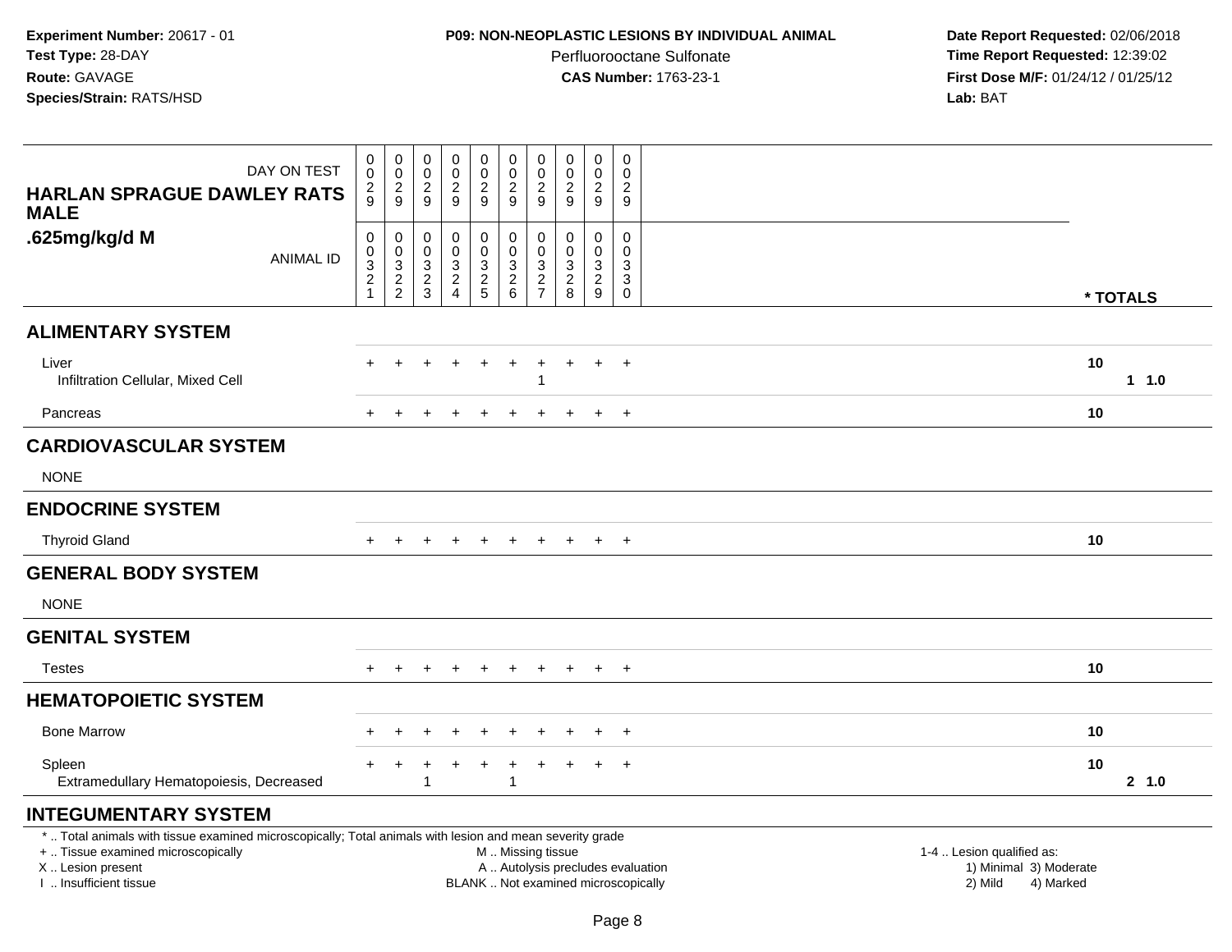**Experiment Number:** 20617 - 01
**Test Type:** 28-DAY
**Route:** GAVAGE
**Species/Strain:** RATS/HSD

**P09: NON-NEOPLASTIC LESIONS BY INDIVIDUAL ANIMAL**
Perfluorooctane Sulfonate
**CAS Number:** 1763-23-1

**Date Report Requested:** 02/06/2018
**Time Report Requested:** 12:39:02
**First Dose M/F:** 01/24/12 / 01/25/12
**Lab:** BAT

**HARLAN SPRAGUE DAWLEY RATS MALE**
**.625mg/kg/d M**

| DAY ON TEST | 0029 | 0029 | 0029 | 0029 | 0029 | 0029 | 0029 | 0029 | 0029 | 0029 | |
|---|---|---|---|---|---|---|---|---|---|---|---|
| ANIMAL ID | 00321 | 00322 | 00323 | 00324 | 00325 | 00326 | 00327 | 00328 | 00329 | 00330 | * TOTALS |
| **ALIMENTARY SYSTEM** | | | | | | | | | | | |
| Liver | + | + | + | + | + | + | + | + | + | + | 10 |
| Infiltration Cellular, Mixed Cell | | | | | | | 1 | | | | 1 1.0 |
| Pancreas | + | + | + | + | + | + | + | + | + | + | 10 |
| **CARDIOVASCULAR SYSTEM** | | | | | | | | | | | |
| NONE | | | | | | | | | | | |
| **ENDOCRINE SYSTEM** | | | | | | | | | | | |
| Thyroid Gland | + | + | + | + | + | + | + | + | + | + | 10 |
| **GENERAL BODY SYSTEM** | | | | | | | | | | | |
| NONE | | | | | | | | | | | |
| **GENITAL SYSTEM** | | | | | | | | | | | |
| Testes | + | + | + | + | + | + | + | + | + | + | 10 |
| **HEMATOPOIETIC SYSTEM** | | | | | | | | | | | |
| Bone Marrow | + | + | + | + | + | + | + | + | + | + | 10 |
| Spleen | + | + | + | + | + | + | + | + | + | + | 10 |
| Extramedullary Hematopoiesis, Decreased | | | 1 | | | 1 | | | | | 2 1.0 |
| **INTEGUMENTARY SYSTEM** | | | | | | | | | | | |

* .. Total animals with tissue examined microscopically; Total animals with lesion and mean severity grade
+ .. Tissue examined microscopically
X .. Lesion present
I .. Insufficient tissue

M .. Missing tissue
A .. Autolysis precludes evaluation
BLANK .. Not examined microscopically

1-4 .. Lesion qualified as:
1) Minimal 3) Moderate
2) Mild 4) Marked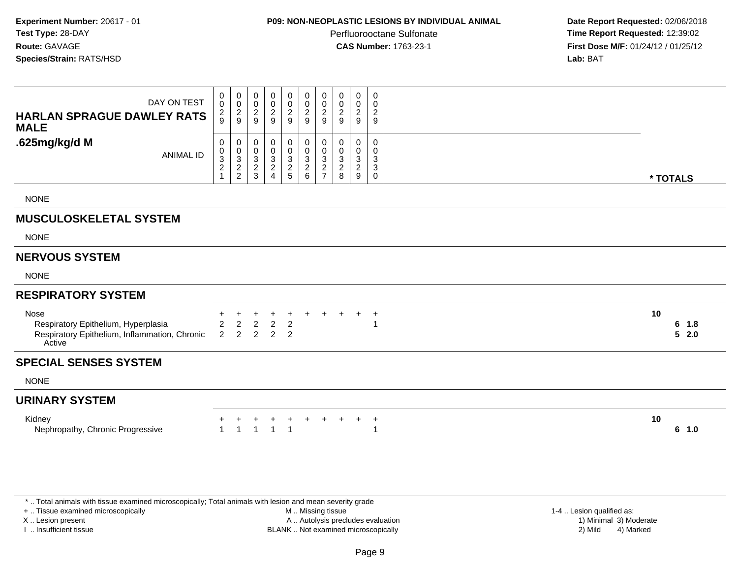**Experiment Number:** 20617 - 01
**Test Type:** 28-DAY
**Route:** GAVAGE
**Species/Strain:** RATS/HSD

**P09: NON-NEOPLASTIC LESIONS BY INDIVIDUAL ANIMAL**
Perfluorooctane Sulfonate
**CAS Number:** 1763-23-1

**Date Report Requested:** 02/06/2018
**Time Report Requested:** 12:39:02
**First Dose M/F:** 01/24/12 / 01/25/12
**Lab:** BAT

| HARLAN SPRAGUE DAWLEY RATS MALE .625mg/kg/d M | | | | | | | | | | | |
|---|---|---|---|---|---|---|---|---|---|---|---|
| DAY ON TEST | 0029 | 0029 | 0029 | 0029 | 0029 | 0029 | 0029 | 0029 | 0029 | 0029 | |
| ANIMAL ID | 00321 | 00322 | 00323 | 00324 | 00325 | 00326 | 00327 | 00328 | 00329 | 00330 | * TOTALS |
| NONE | | | | | | | | | | | |
| **MUSCULOSKELETAL SYSTEM** | | | | | | | | | | | |
| NONE | | | | | | | | | | | |
| **NERVOUS SYSTEM** | | | | | | | | | | | |
| NONE | | | | | | | | | | | |
| **RESPIRATORY SYSTEM** | | | | | | | | | | | |
| Nose | + | + | + | + | + | + | + | + | + | + | 10 |
| Respiratory Epithelium, Hyperplasia | 2 | 2 | 2 | 2 | 2 | | | | | 1 | 6 1.8 |
| Respiratory Epithelium, Inflammation, Chronic Active | 2 | 2 | 2 | 2 | 2 | | | | | | 5 2.0 |
| **SPECIAL SENSES SYSTEM** | | | | | | | | | | | |
| NONE | | | | | | | | | | | |
| **URINARY SYSTEM** | | | | | | | | | | | |
| Kidney | + | + | + | + | + | + | + | + | + | + | 10 |
| Nephropathy, Chronic Progressive | 1 | 1 | 1 | 1 | 1 | | | | | 1 | 6 1.0 |

* .. Total animals with tissue examined microscopically; Total animals with lesion and mean severity grade
+ .. Tissue examined microscopically
X .. Lesion present
I .. Insufficient tissue

M .. Missing tissue
A .. Autolysis precludes evaluation
BLANK .. Not examined microscopically

1-4 .. Lesion qualified as:
1) Minimal 3) Moderate
2) Mild 4) Marked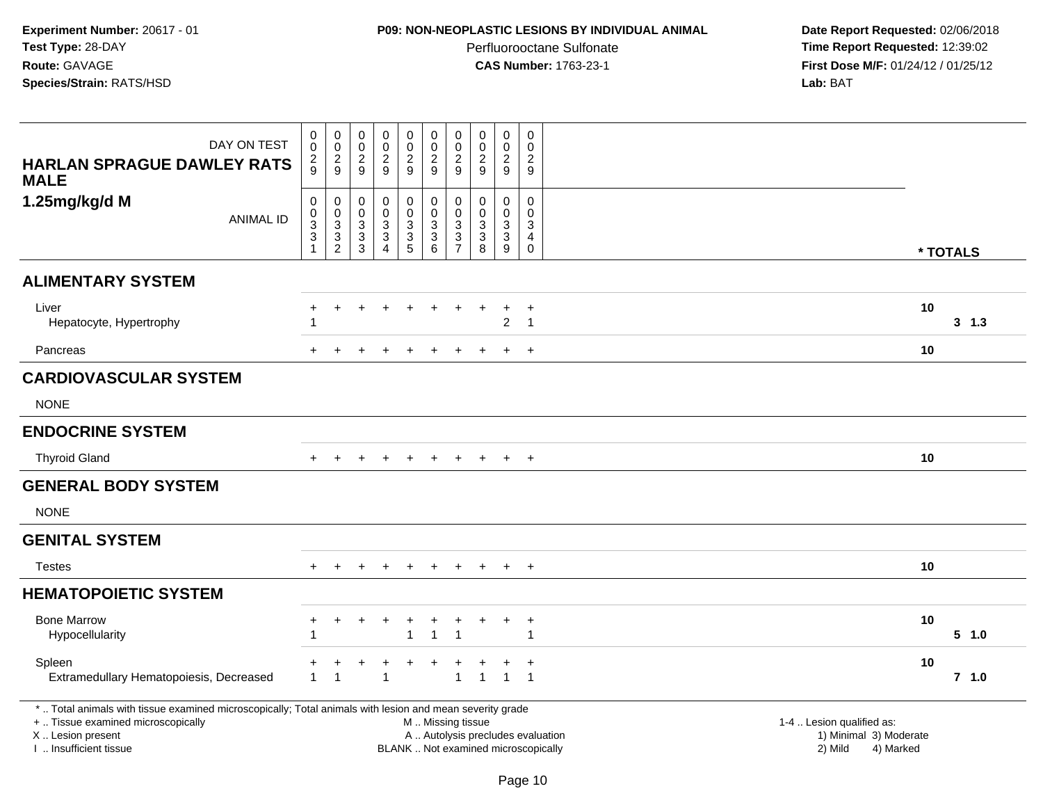**Experiment Number:** 20617 - 01
**Test Type:** 28-DAY
**Route:** GAVAGE
**Species/Strain:** RATS/HSD

**P09: NON-NEOPLASTIC LESIONS BY INDIVIDUAL ANIMAL**
Perfluorooctane Sulfonate
**CAS Number:** 1763-23-1

**Date Report Requested:** 02/06/2018
**Time Report Requested:** 12:39:02
**First Dose M/F:** 01/24/12 / 01/25/12
**Lab:** BAT

| DAY ON TEST | 0029 | 0029 | 0029 | 0029 | 0029 | 0029 | 0029 | 0029 | 0029 | 0029 | | |
|---|---|---|---|---|---|---|---|---|---|---|---|---|
| **HARLAN SPRAGUE DAWLEY RATS MALE 1.25mg/kg/d M** ANIMAL ID | 00331 | 00332 | 00333 | 00334 | 00335 | 00336 | 00337 | 00338 | 00339 | 00340 | | *** TOTALS** |
| **ALIMENTARY SYSTEM** | | | | | | | | | | | | |
| Liver | + | + | + | + | + | + | + | + | + | + | 10 | |
| Hepatocyte, Hypertrophy | 1 | | | | | | | | 2 | 1 | | **3 1.3** |
| Pancreas | + | + | + | + | + | + | + | + | + | + | 10 | |
| **CARDIOVASCULAR SYSTEM** | | | | | | | | | | | | |
| NONE | | | | | | | | | | | | |
| **ENDOCRINE SYSTEM** | | | | | | | | | | | | |
| Thyroid Gland | + | + | + | + | + | + | + | + | + | + | 10 | |
| **GENERAL BODY SYSTEM** | | | | | | | | | | | | |
| NONE | | | | | | | | | | | | |
| **GENITAL SYSTEM** | | | | | | | | | | | | |
| Testes | + | + | + | + | + | + | + | + | + | + | 10 | |
| **HEMATOPOIETIC SYSTEM** | | | | | | | | | | | | |
| Bone Marrow | + | + | + | + | + | + | + | + | + | + | 10 | |
| Hypocellularity | 1 | | | | 1 | 1 | 1 | | | 1 | | **5 1.0** |
| Spleen | + | + | + | + | + | + | + | + | + | + | 10 | |
| Extramedullary Hematopoiesis, Decreased | 1 | 1 | | 1 | | | 1 | 1 | 1 | 1 | | **7 1.0** |

\* .. Total animals with tissue examined microscopically; Total animals with lesion and mean severity grade
\+ .. Tissue examined microscopically
X .. Lesion present
I .. Insufficient tissue

M .. Missing tissue
A .. Autolysis precludes evaluation
BLANK .. Not examined microscopically

1-4 .. Lesion qualified as:
1) Minimal 3) Moderate
2) Mild 4) Marked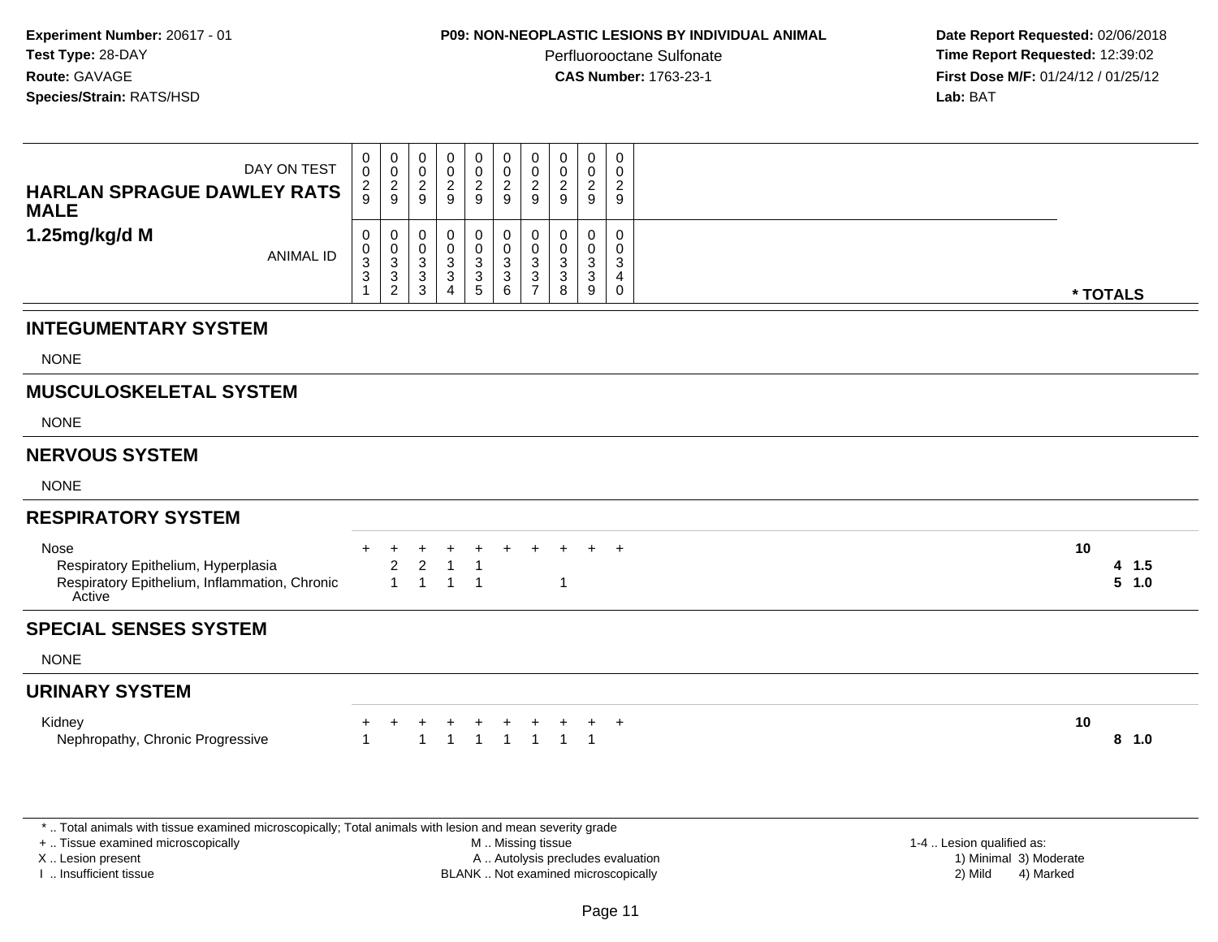**Experiment Number:** 20617 - 01
**Test Type:** 28-DAY
**Route:** GAVAGE
**Species/Strain:** RATS/HSD

**P09: NON-NEOPLASTIC LESIONS BY INDIVIDUAL ANIMAL**
Perfluorooctane Sulfonate
**CAS Number:** 1763-23-1

**Date Report Requested:** 02/06/2018
**Time Report Requested:** 12:39:02
**First Dose M/F:** 01/24/12 / 01/25/12
**Lab:** BAT

| HARLAN SPRAGUE DAWLEY RATS MALE 1.25mg/kg/d M | | | | | | | | | | | |
|---|---|---|---|---|---|---|---|---|---|---|---|
| DAY ON TEST | 0029 | 0029 | 0029 | 0029 | 0029 | 0029 | 0029 | 0029 | 0029 | 0029 | |
| ANIMAL ID | 0033 1 | 0033 2 | 0033 3 | 0033 4 | 0033 5 | 0033 6 | 0033 7 | 0033 8 | 0033 9 | 0034 0 | * TOTALS |
| **INTEGUMENTARY SYSTEM** | | | | | | | | | | | |
| NONE | | | | | | | | | | | |
| **MUSCULOSKELETAL SYSTEM** | | | | | | | | | | | |
| NONE | | | | | | | | | | | |
| **NERVOUS SYSTEM** | | | | | | | | | | | |
| NONE | | | | | | | | | | | |
| **RESPIRATORY SYSTEM** | | | | | | | | | | | |
| Nose | + | + | + | + | + | + | + | + | + | + | 10 |
| Respiratory Epithelium, Hyperplasia | | 2 | 2 | 1 | 1 | | | | | | 4 1.5 |
| Respiratory Epithelium, Inflammation, Chronic Active | | 1 | 1 | 1 | 1 | | | 1 | | | 5 1.0 |
| **SPECIAL SENSES SYSTEM** | | | | | | | | | | | |
| NONE | | | | | | | | | | | |
| **URINARY SYSTEM** | | | | | | | | | | | |
| Kidney | + | + | + | + | + | + | + | + | + | + | 10 |
| Nephropathy, Chronic Progressive | 1 | | 1 | 1 | 1 | 1 | 1 | 1 | 1 | | 8 1.0 |

* .. Total animals with tissue examined microscopically; Total animals with lesion and mean severity grade
+ .. Tissue examined microscopically
X .. Lesion present
I .. Insufficient tissue
M .. Missing tissue
A .. Autolysis precludes evaluation
BLANK .. Not examined microscopically
1-4 .. Lesion qualified as:
1) Minimal 3) Moderate
2) Mild 4) Marked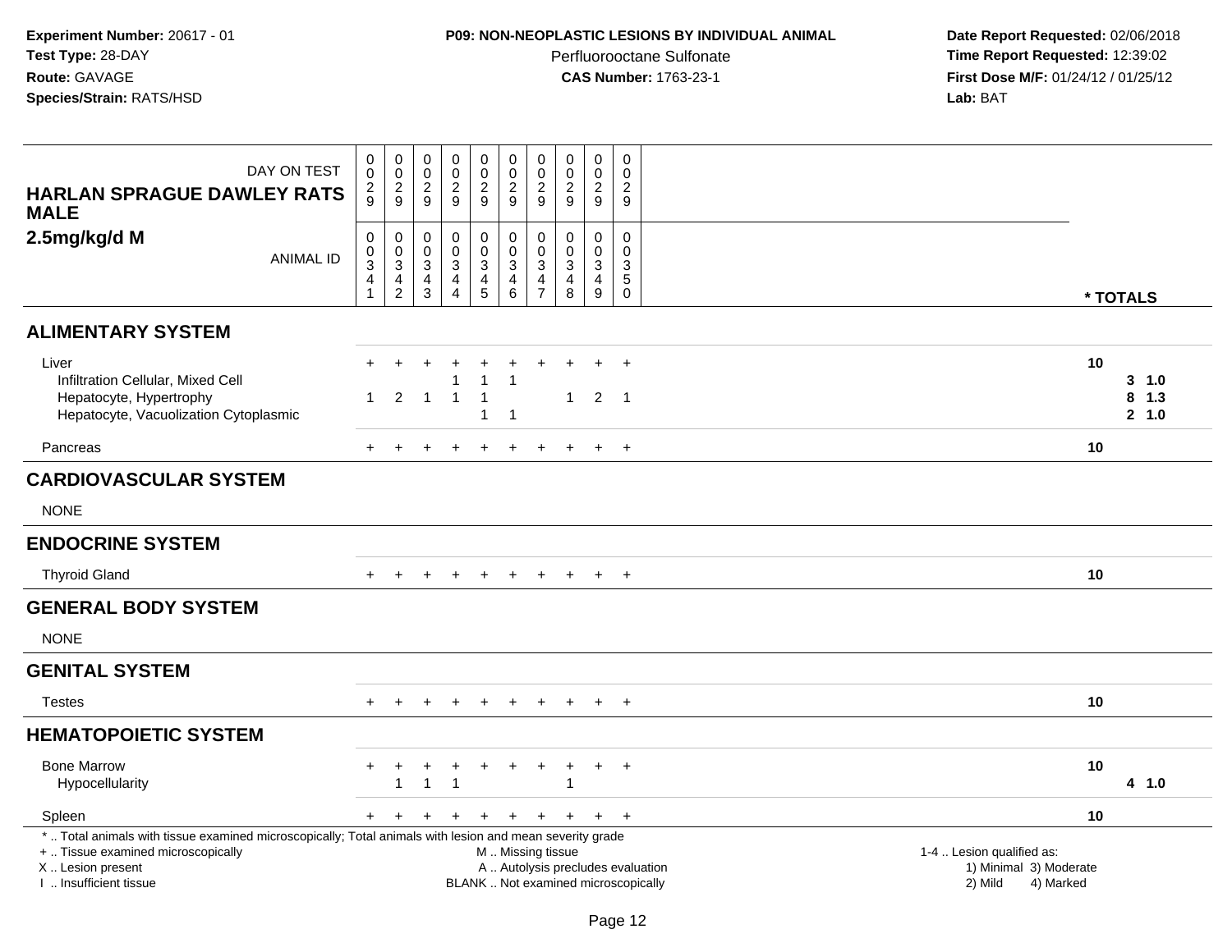**Experiment Number:** 20617 - 01
**Test Type:** 28-DAY
**Route:** GAVAGE
**Species/Strain:** RATS/HSD

**P09: NON-NEOPLASTIC LESIONS BY INDIVIDUAL ANIMAL**
Perfluorooctane Sulfonate
**CAS Number:** 1763-23-1

**Date Report Requested:** 02/06/2018
**Time Report Requested:** 12:39:02
**First Dose M/F:** 01/24/12 / 01/25/12
**Lab:** BAT

| **HARLAN SPRAGUE DAWLEY RATS MALE** **2.5mg/kg/d M** | | | | | | | | | | | |
|---|---|---|---|---|---|---|---|---|---|---|---|
| DAY ON TEST | 0029 | 0029 | 0029 | 0029 | 0029 | 0029 | 0029 | 0029 | 0029 | 0029 | |
| ANIMAL ID | 00341 | 00342 | 00343 | 00344 | 00345 | 00346 | 00347 | 00348 | 00349 | 00350 | * TOTALS |
| **ALIMENTARY SYSTEM** | | | | | | | | | | | |
| Liver | + | + | + | + | + | + | + | + | + | + | 10 |
| Infiltration Cellular, Mixed Cell | | | | 1 | 1 | 1 | | | | | 3 1.0 |
| Hepatocyte, Hypertrophy | 1 | 2 | 1 | 1 | 1 | | | 1 | 2 | 1 | 8 1.3 |
| Hepatocyte, Vacuolization Cytoplasmic | | | | | 1 | 1 | | | | | 2 1.0 |
| Pancreas | + | + | + | + | + | + | + | + | + | + | 10 |
| **CARDIOVASCULAR SYSTEM** | | | | | | | | | | | |
| NONE | | | | | | | | | | | |
| **ENDOCRINE SYSTEM** | | | | | | | | | | | |
| Thyroid Gland | + | + | + | + | + | + | + | + | + | + | 10 |
| **GENERAL BODY SYSTEM** | | | | | | | | | | | |
| NONE | | | | | | | | | | | |
| **GENITAL SYSTEM** | | | | | | | | | | | |
| Testes | + | + | + | + | + | + | + | + | + | + | 10 |
| **HEMATOPOIETIC SYSTEM** | | | | | | | | | | | |
| Bone Marrow | + | + | + | + | + | + | + | + | + | + | 10 |
| Hypocellularity | | 1 | 1 | 1 | | | | 1 | | | 4 1.0 |
| Spleen | + | + | + | + | + | + | + | + | + | + | 10 |

\* .. Total animals with tissue examined microscopically; Total animals with lesion and mean severity grade
\+ .. Tissue examined microscopically
X .. Lesion present
I .. Insufficient tissue

M .. Missing tissue
A .. Autolysis precludes evaluation
BLANK .. Not examined microscopically

1-4 .. Lesion qualified as:
1) Minimal 3) Moderate
2) Mild 4) Marked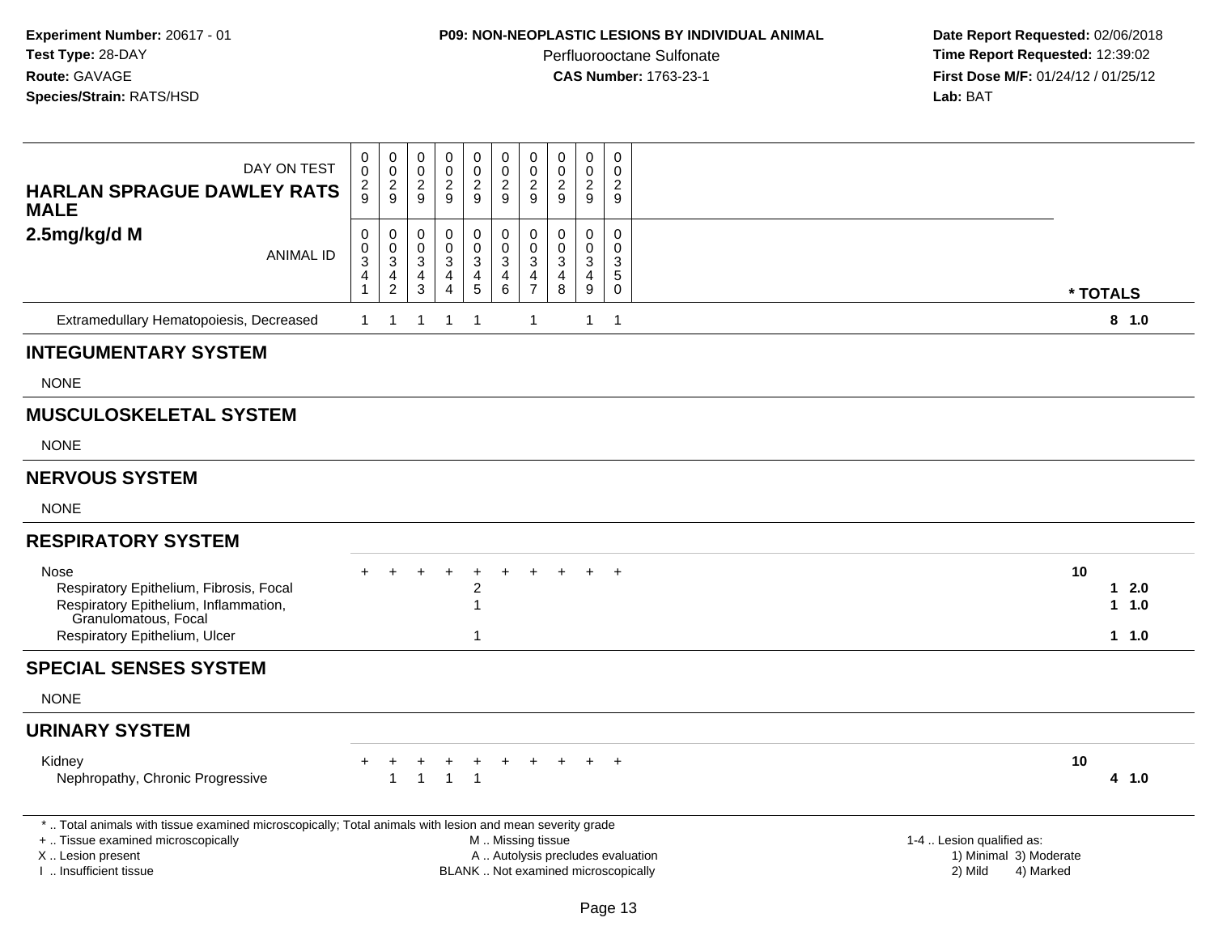**Experiment Number:** 20617 - 01
**Test Type:** 28-DAY
**Route:** GAVAGE
**Species/Strain:** RATS/HSD

**P09: NON-NEOPLASTIC LESIONS BY INDIVIDUAL ANIMAL**
Perfluorooctane Sulfonate
**CAS Number:** 1763-23-1

**Date Report Requested:** 02/06/2018
**Time Report Requested:** 12:39:02
**First Dose M/F:** 01/24/12 / 01/25/12
**Lab:** BAT

| DAY ON TEST | 0029 | 0029 | 0029 | 0029 | 0029 | 0029 | 0029 | 0029 | 0029 | 0029 | |
|---|---|---|---|---|---|---|---|---|---|---|---|
| **HARLAN SPRAGUE DAWLEY RATS MALE 2.5mg/kg/d M** — ANIMAL ID | 00341 | 00342 | 00343 | 00344 | 00345 | 00346 | 00347 | 00348 | 00349 | 00350 | *** TOTALS** |
| Extramedullary Hematopoiesis, Decreased | 1 | 1 | 1 | 1 | 1 | | 1 | | 1 | 1 | **8 1.0** |
| **INTEGUMENTARY SYSTEM** | | | | | | | | | | | |
| NONE | | | | | | | | | | | |
| **MUSCULOSKELETAL SYSTEM** | | | | | | | | | | | |
| NONE | | | | | | | | | | | |
| **NERVOUS SYSTEM** | | | | | | | | | | | |
| NONE | | | | | | | | | | | |
| **RESPIRATORY SYSTEM** | | | | | | | | | | | |
| Nose | + | + | + | + | + | + | + | + | + | + | **10** |
| Respiratory Epithelium, Fibrosis, Focal | | | | | 2 | | | | | | **1 2.0** |
| Respiratory Epithelium, Inflammation, Granulomatous, Focal | | | | | 1 | | | | | | **1 1.0** |
| Respiratory Epithelium, Ulcer | | | | | 1 | | | | | | **1 1.0** |
| **SPECIAL SENSES SYSTEM** | | | | | | | | | | | |
| NONE | | | | | | | | | | | |
| **URINARY SYSTEM** | | | | | | | | | | | |
| Kidney | + | + | + | + | + | + | + | + | + | + | **10** |
| Nephropathy, Chronic Progressive | | 1 | 1 | 1 | 1 | | | | | | **4 1.0** |

* .. Total animals with tissue examined microscopically; Total animals with lesion and mean severity grade
+ .. Tissue examined microscopically
X .. Lesion present
I .. Insufficient tissue

M .. Missing tissue
A .. Autolysis precludes evaluation
BLANK .. Not examined microscopically

1-4 .. Lesion qualified as:
1) Minimal 3) Moderate
2) Mild 4) Marked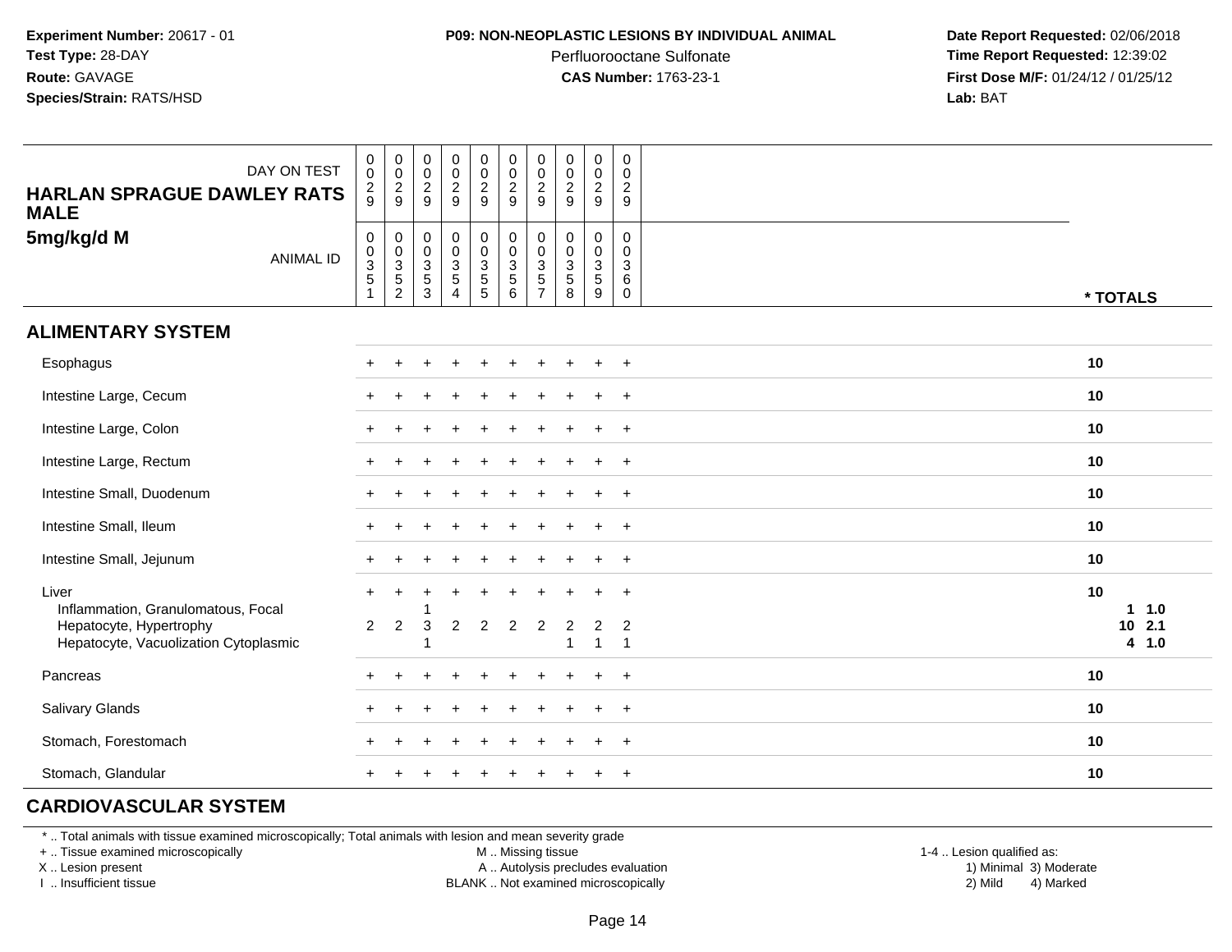**Experiment Number:** 20617 - 01
**Test Type:** 28-DAY
**Route:** GAVAGE
**Species/Strain:** RATS/HSD

**P09: NON-NEOPLASTIC LESIONS BY INDIVIDUAL ANIMAL**
Perfluorooctane Sulfonate
**CAS Number:** 1763-23-1

**Date Report Requested:** 02/06/2018
**Time Report Requested:** 12:39:02
**First Dose M/F:** 01/24/12 / 01/25/12
**Lab:** BAT

| DAY ON TEST | 0029 | 0029 | 0029 | 0029 | 0029 | 0029 | 0029 | 0029 | 0029 | 0029 | |
|---|---|---|---|---|---|---|---|---|---|---|---|
| **HARLAN SPRAGUE DAWLEY RATS MALE** | | | | | | | | | | | |
| **5mg/kg/d M** ANIMAL ID | 00351 | 00352 | 00353 | 00354 | 00355 | 00356 | 00357 | 00358 | 00359 | 00360 | *** TOTALS** |
| **ALIMENTARY SYSTEM** | | | | | | | | | | | |
| Esophagus | + | + | + | + | + | + | + | + | + | + | **10** |
| Intestine Large, Cecum | + | + | + | + | + | + | + | + | + | + | **10** |
| Intestine Large, Colon | + | + | + | + | + | + | + | + | + | + | **10** |
| Intestine Large, Rectum | + | + | + | + | + | + | + | + | + | + | **10** |
| Intestine Small, Duodenum | + | + | + | + | + | + | + | + | + | + | **10** |
| Intestine Small, Ileum | + | + | + | + | + | + | + | + | + | + | **10** |
| Intestine Small, Jejunum | + | + | + | + | + | + | + | + | + | + | **10** |
| Liver | + | + | + | + | + | + | + | + | + | + | **10** |
| Inflammation, Granulomatous, Focal | | | 1 | | | | | | | | **1 1.0** |
| Hepatocyte, Hypertrophy | 2 | 2 | 3 | 2 | 2 | 2 | 2 | 2 | 2 | 2 | **10 2.1** |
| Hepatocyte, Vacuolization Cytoplasmic | | | 1 | | | | | 1 | 1 | 1 | **4 1.0** |
| Pancreas | + | + | + | + | + | + | + | + | + | + | **10** |
| Salivary Glands | + | + | + | + | + | + | + | + | + | + | **10** |
| Stomach, Forestomach | + | + | + | + | + | + | + | + | + | + | **10** |
| Stomach, Glandular | + | + | + | + | + | + | + | + | + | + | **10** |
| **CARDIOVASCULAR SYSTEM** | | | | | | | | | | | |

\* .. Total animals with tissue examined microscopically; Total animals with lesion and mean severity grade
\+ .. Tissue examined microscopically
X .. Lesion present
I .. Insufficient tissue

M .. Missing tissue
A .. Autolysis precludes evaluation
BLANK .. Not examined microscopically

1-4 .. Lesion qualified as:
1) Minimal 3) Moderate
2) Mild 4) Marked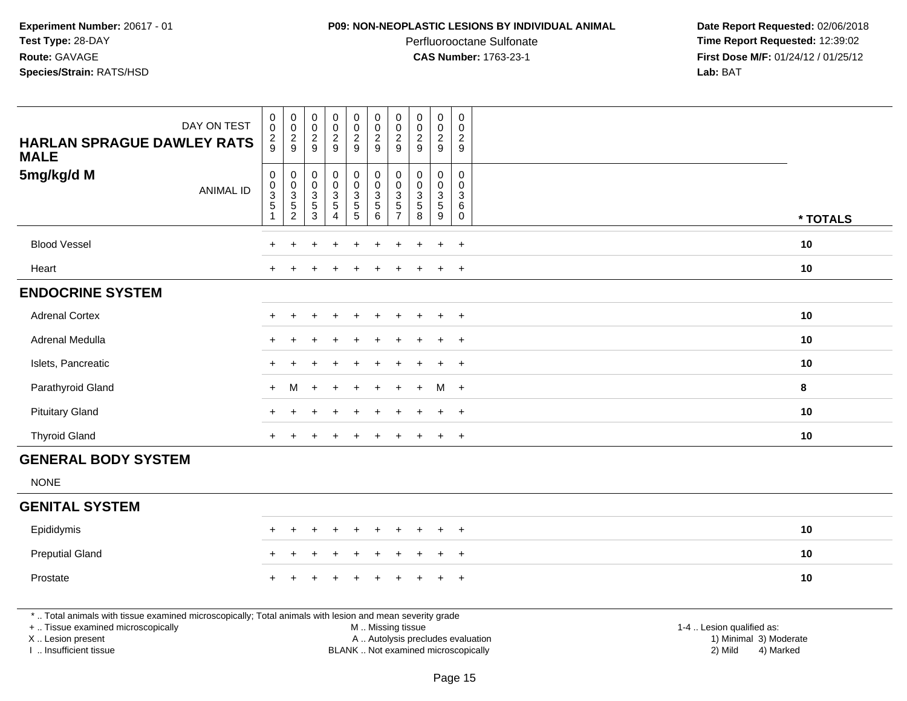**Experiment Number:** 20617 - 01
**Test Type:** 28-DAY
**Route:** GAVAGE
**Species/Strain:** RATS/HSD

**P09: NON-NEOPLASTIC LESIONS BY INDIVIDUAL ANIMAL**
Perfluorooctane Sulfonate
**CAS Number:** 1763-23-1

**Date Report Requested:** 02/06/2018
**Time Report Requested:** 12:39:02
**First Dose M/F:** 01/24/12 / 01/25/12
**Lab:** BAT

| DAY ON TEST | 0029 | 0029 | 0029 | 0029 | 0029 | 0029 | 0029 | 0029 | 0029 | 0029 | |
|---|---|---|---|---|---|---|---|---|---|---|---|
| **HARLAN SPRAGUE DAWLEY RATS MALE** | | | | | | | | | | | |
| **5mg/kg/d M** ANIMAL ID | 00351 | 00352 | 00353 | 00354 | 00355 | 00356 | 00357 | 00358 | 00359 | 00360 | *** TOTALS** |
| Blood Vessel | + | + | + | + | + | + | + | + | + | + | **10** |
| Heart | + | + | + | + | + | + | + | + | + | + | **10** |
| **ENDOCRINE SYSTEM** | | | | | | | | | | | |
| Adrenal Cortex | + | + | + | + | + | + | + | + | + | + | **10** |
| Adrenal Medulla | + | + | + | + | + | + | + | + | + | + | **10** |
| Islets, Pancreatic | + | + | + | + | + | + | + | + | + | + | **10** |
| Parathyroid Gland | + | M | + | + | + | + | + | + | M | + | **8** |
| Pituitary Gland | + | + | + | + | + | + | + | + | + | + | **10** |
| Thyroid Gland | + | + | + | + | + | + | + | + | + | + | **10** |
| **GENERAL BODY SYSTEM** | | | | | | | | | | | |
| NONE | | | | | | | | | | | |
| **GENITAL SYSTEM** | | | | | | | | | | | |
| Epididymis | + | + | + | + | + | + | + | + | + | + | **10** |
| Preputial Gland | + | + | + | + | + | + | + | + | + | + | **10** |
| Prostate | + | + | + | + | + | + | + | + | + | + | **10** |

* .. Total animals with tissue examined microscopically; Total animals with lesion and mean severity grade
+ .. Tissue examined microscopically
X .. Lesion present
I .. Insufficient tissue

M .. Missing tissue
A .. Autolysis precludes evaluation
BLANK .. Not examined microscopically

1-4 .. Lesion qualified as:
1) Minimal 3) Moderate
2) Mild 4) Marked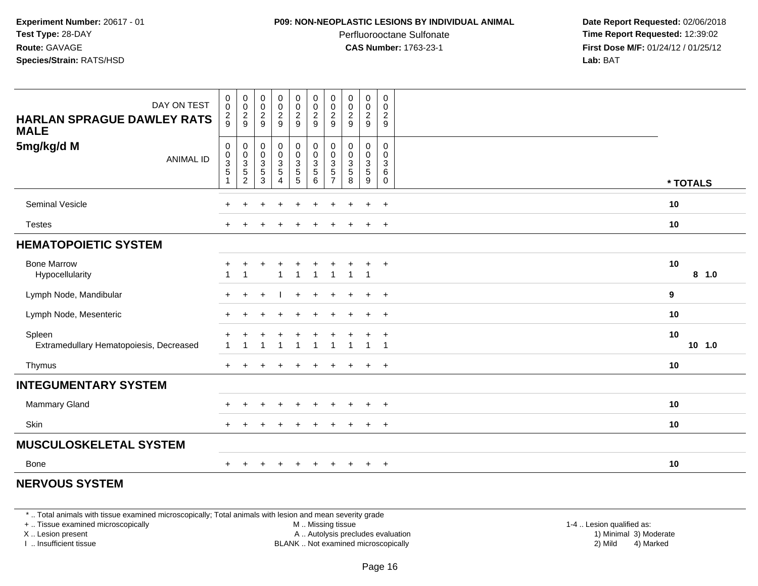**Experiment Number:** 20617 - 01
**Test Type:** 28-DAY
**Route:** GAVAGE
**Species/Strain:** RATS/HSD

**P09: NON-NEOPLASTIC LESIONS BY INDIVIDUAL ANIMAL**
Perfluorooctane Sulfonate
**CAS Number:** 1763-23-1

**Date Report Requested:** 02/06/2018
**Time Report Requested:** 12:39:02
**First Dose M/F:** 01/24/12 / 01/25/12
**Lab:** BAT

| DAY ON TEST | 029 | 029 | 029 | 029 | 029 | 029 | 029 | 029 | 029 | 029 | |
|---|---|---|---|---|---|---|---|---|---|---|---|
| **HARLAN SPRAGUE DAWLEY RATS MALE** | | | | | | | | | | | |
| **5mg/kg/d M** ANIMAL ID | 00351 | 00352 | 00353 | 00354 | 00355 | 00356 | 00357 | 00358 | 00359 | 00360 | *** TOTALS** |
| Seminal Vesicle | + | + | + | + | + | + | + | + | + | + | **10** |
| Testes | + | + | + | + | + | + | + | + | + | + | **10** |
| **HEMATOPOIETIC SYSTEM** | | | | | | | | | | | |
| Bone Marrow | + | + | + | + | + | + | + | + | + | + | **10** |
| Hypocellularity | 1 | 1 | | 1 | 1 | 1 | 1 | 1 | 1 | | **8 1.0** |
| Lymph Node, Mandibular | + | + | + | I | + | + | + | + | + | + | **9** |
| Lymph Node, Mesenteric | + | + | + | + | + | + | + | + | + | + | **10** |
| Spleen | + | + | + | + | + | + | + | + | + | + | **10** |
| Extramedullary Hematopoiesis, Decreased | 1 | 1 | 1 | 1 | 1 | 1 | 1 | 1 | 1 | 1 | **10 1.0** |
| Thymus | + | + | + | + | + | + | + | + | + | + | **10** |
| **INTEGUMENTARY SYSTEM** | | | | | | | | | | | |
| Mammary Gland | + | + | + | + | + | + | + | + | + | + | **10** |
| Skin | + | + | + | + | + | + | + | + | + | + | **10** |
| **MUSCULOSKELETAL SYSTEM** | | | | | | | | | | | |
| Bone | + | + | + | + | + | + | + | + | + | + | **10** |
| **NERVOUS SYSTEM** | | | | | | | | | | | |

* .. Total animals with tissue examined microscopically; Total animals with lesion and mean severity grade
+ .. Tissue examined microscopically
X .. Lesion present
I .. Insufficient tissue

M .. Missing tissue
A .. Autolysis precludes evaluation
BLANK .. Not examined microscopically

1-4 .. Lesion qualified as:
1) Minimal 3) Moderate
2) Mild 4) Marked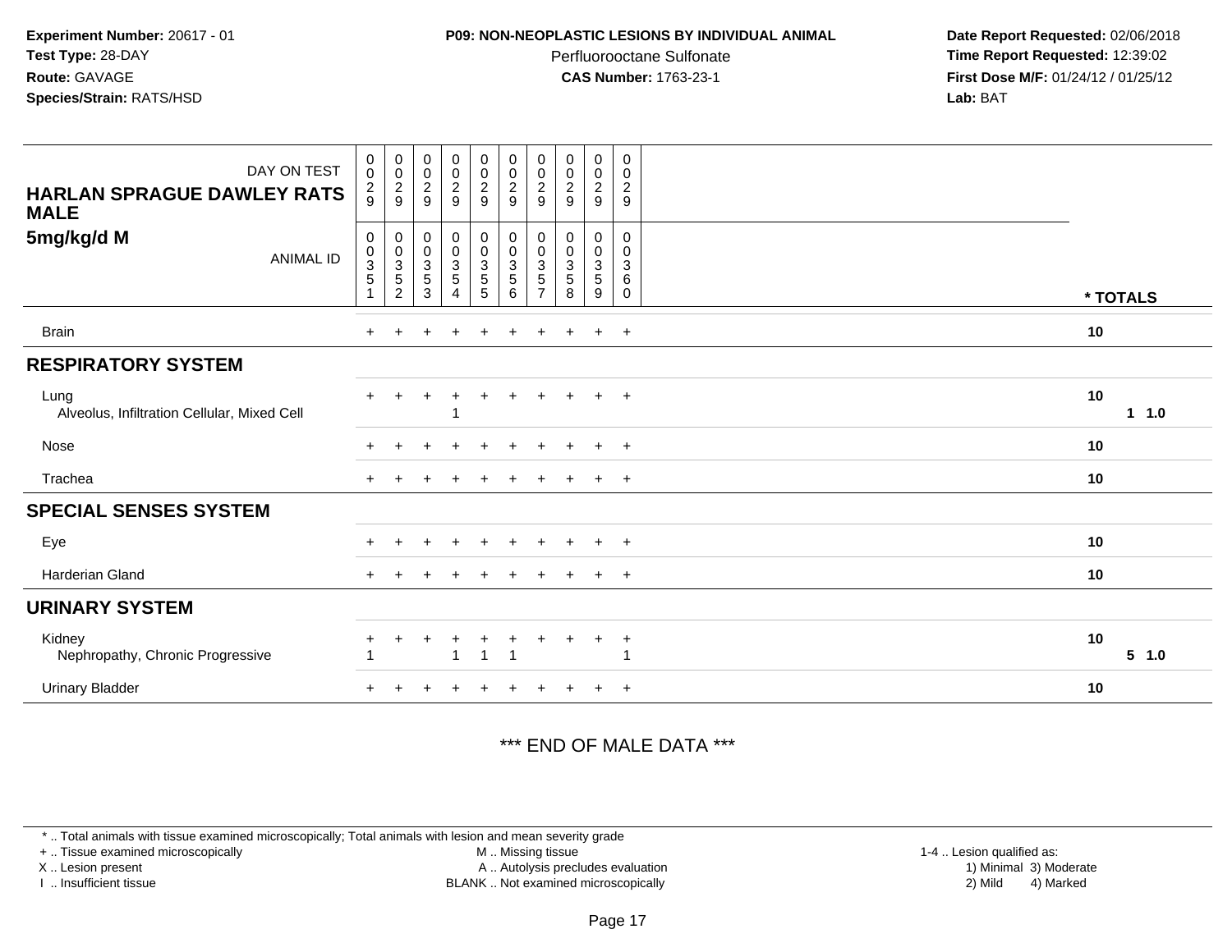**Experiment Number:** 20617 - 01
**Test Type:** 28-DAY
**Route:** GAVAGE
**Species/Strain:** RATS/HSD

**P09: NON-NEOPLASTIC LESIONS BY INDIVIDUAL ANIMAL**
Perfluorooctane Sulfonate
**CAS Number:** 1763-23-1

**Date Report Requested:** 02/06/2018
**Time Report Requested:** 12:39:02
**First Dose M/F:** 01/24/12 / 01/25/12
**Lab:** BAT

| HARLAN SPRAGUE DAWLEY RATS MALE 5mg/kg/d M — DAY ON TEST | 0029 | 0029 | 0029 | 0029 | 0029 | 0029 | 0029 | 0029 | 0029 | 0029 | |
|---|---|---|---|---|---|---|---|---|---|---|---|
| ANIMAL ID | 00351 | 00352 | 00353 | 00354 | 00355 | 00356 | 00357 | 00358 | 00359 | 00360 | * TOTALS |
| Brain | + | + | + | + | + | + | + | + | + | + | 10 |
| **RESPIRATORY SYSTEM** | | | | | | | | | | | |
| Lung | + | + | + | + | + | + | + | + | + | + | 10 |
| Alveolus, Infiltration Cellular, Mixed Cell | | | | 1 | | | | | | | 1 1.0 |
| Nose | + | + | + | + | + | + | + | + | + | + | 10 |
| Trachea | + | + | + | + | + | + | + | + | + | + | 10 |
| **SPECIAL SENSES SYSTEM** | | | | | | | | | | | |
| Eye | + | + | + | + | + | + | + | + | + | + | 10 |
| Harderian Gland | + | + | + | + | + | + | + | + | + | + | 10 |
| **URINARY SYSTEM** | | | | | | | | | | | |
| Kidney | + | + | + | + | + | + | + | + | + | + | 10 |
| Nephropathy, Chronic Progressive | 1 | | | 1 | 1 | 1 | | | | 1 | 5 1.0 |
| Urinary Bladder | + | + | + | + | + | + | + | + | + | + | 10 |

*** END OF MALE DATA ***

* .. Total animals with tissue examined microscopically; Total animals with lesion and mean severity grade
+ .. Tissue examined microscopically
X .. Lesion present
I .. Insufficient tissue
M .. Missing tissue
A .. Autolysis precludes evaluation
BLANK .. Not examined microscopically
1-4 .. Lesion qualified as:
1) Minimal 2) Mild 3) Moderate 4) Marked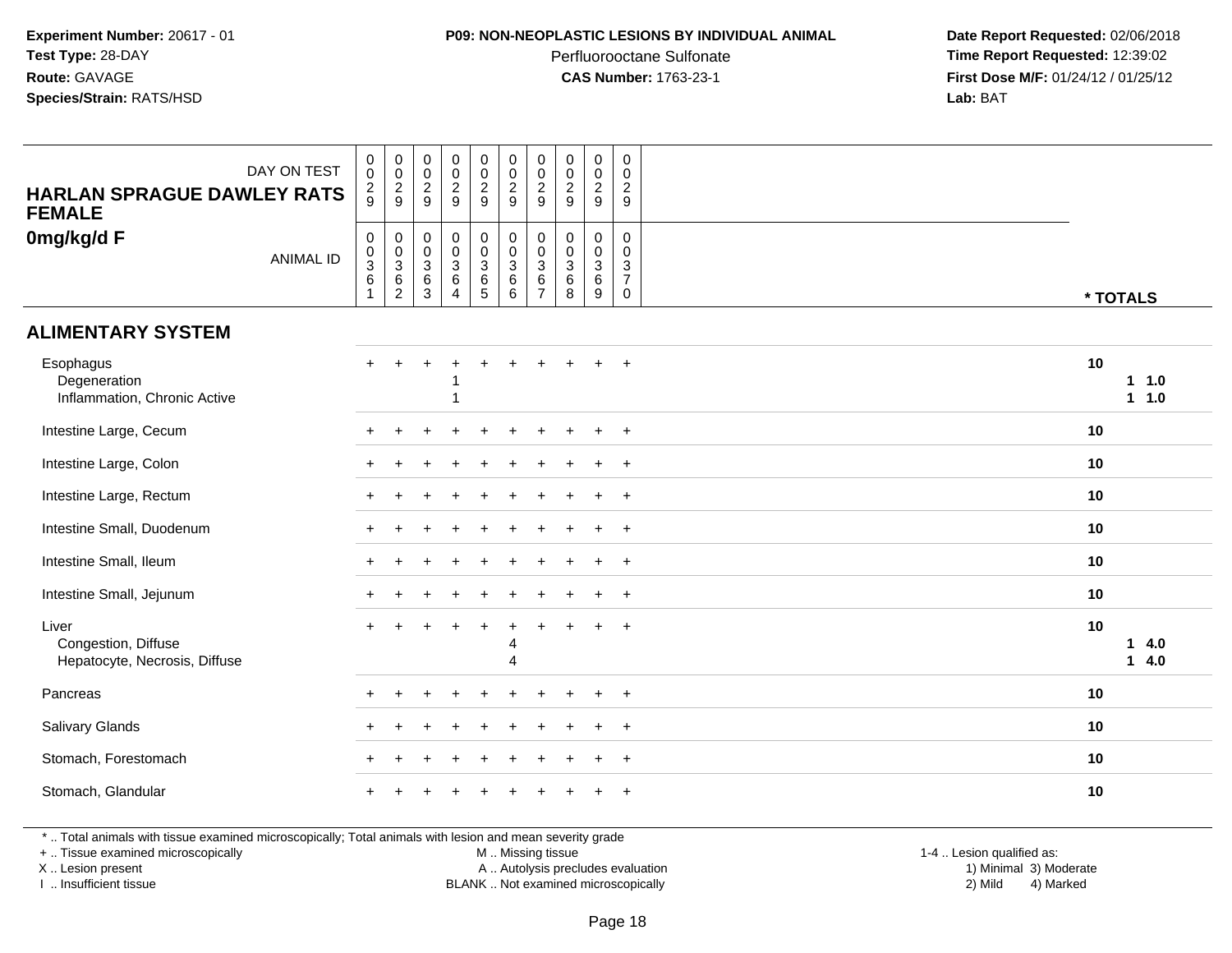**Experiment Number:** 20617 - 01
**Test Type:** 28-DAY
**Route:** GAVAGE
**Species/Strain:** RATS/HSD

**P09: NON-NEOPLASTIC LESIONS BY INDIVIDUAL ANIMAL**
Perfluorooctane Sulfonate
**CAS Number:** 1763-23-1

**Date Report Requested:** 02/06/2018
**Time Report Requested:** 12:39:02
**First Dose M/F:** 01/24/12 / 01/25/12
**Lab:** BAT

**HARLAN SPRAGUE DAWLEY RATS FEMALE**
**0mg/kg/d F**

| DAY ON TEST | 0029 | 0029 | 0029 | 0029 | 0029 | 0029 | 0029 | 0029 | 0029 | 0029 | |
|---|---|---|---|---|---|---|---|---|---|---|---|
| ANIMAL ID | 00361 | 00362 | 00363 | 00364 | 00365 | 00366 | 00367 | 00368 | 00369 | 00370 | * TOTALS |
| **ALIMENTARY SYSTEM** | | | | | | | | | | | |
| Esophagus | + | + | + | + | + | + | + | + | + | + | 10 |
| Degeneration | | | | 1 | | | | | | | 1 1.0 |
| Inflammation, Chronic Active | | | | 1 | | | | | | | 1 1.0 |
| Intestine Large, Cecum | + | + | + | + | + | + | + | + | + | + | 10 |
| Intestine Large, Colon | + | + | + | + | + | + | + | + | + | + | 10 |
| Intestine Large, Rectum | + | + | + | + | + | + | + | + | + | + | 10 |
| Intestine Small, Duodenum | + | + | + | + | + | + | + | + | + | + | 10 |
| Intestine Small, Ileum | + | + | + | + | + | + | + | + | + | + | 10 |
| Intestine Small, Jejunum | + | + | + | + | + | + | + | + | + | + | 10 |
| Liver | + | + | + | + | + | + | + | + | + | + | 10 |
| Congestion, Diffuse | | | | | | 4 | | | | | 1 4.0 |
| Hepatocyte, Necrosis, Diffuse | | | | | | 4 | | | | | 1 4.0 |
| Pancreas | + | + | + | + | + | + | + | + | + | + | 10 |
| Salivary Glands | + | + | + | + | + | + | + | + | + | + | 10 |
| Stomach, Forestomach | + | + | + | + | + | + | + | + | + | + | 10 |
| Stomach, Glandular | + | + | + | + | + | + | + | + | + | + | 10 |

* .. Total animals with tissue examined microscopically; Total animals with lesion and mean severity grade
+ .. Tissue examined microscopically
X .. Lesion present
I .. Insufficient tissue
M .. Missing tissue
A .. Autolysis precludes evaluation
BLANK .. Not examined microscopically
1-4 .. Lesion qualified as:
1) Minimal 2) Mild 3) Moderate 4) Marked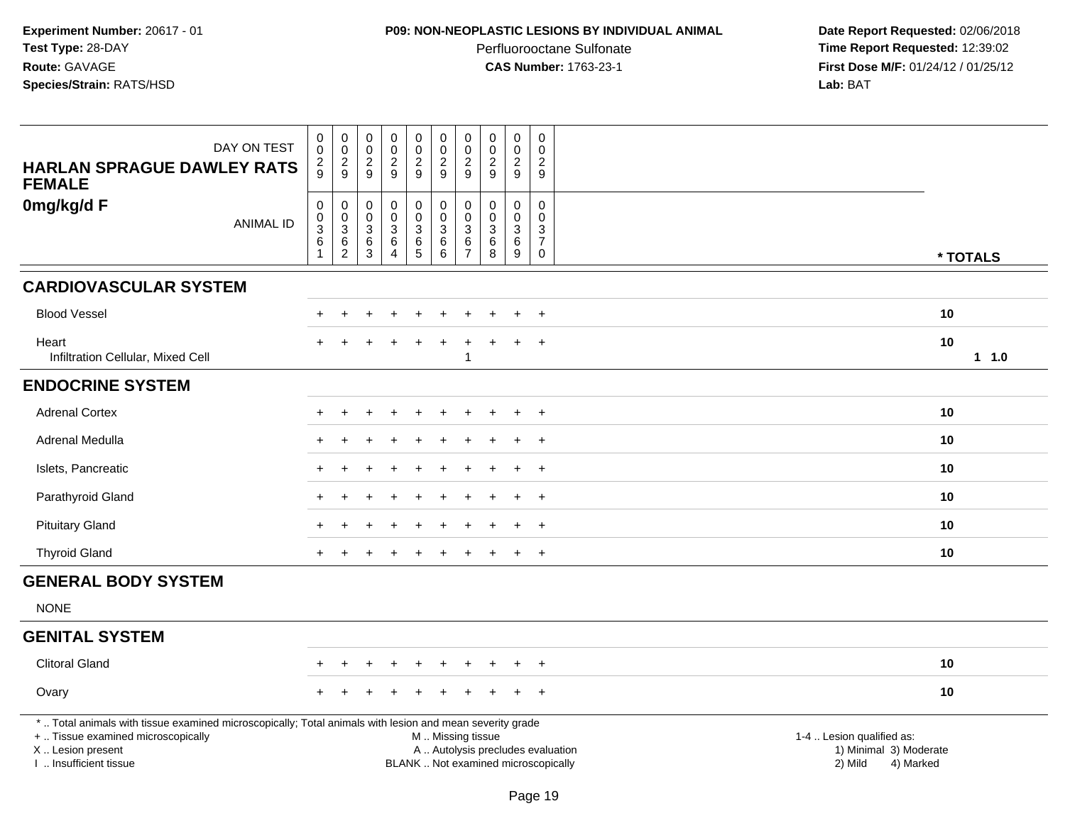**Experiment Number:** 20617 - 01
**Test Type:** 28-DAY
**Route:** GAVAGE
**Species/Strain:** RATS/HSD

**P09: NON-NEOPLASTIC LESIONS BY INDIVIDUAL ANIMAL**
Perfluorooctane Sulfonate
**CAS Number:** 1763-23-1

**Date Report Requested:** 02/06/2018
**Time Report Requested:** 12:39:02
**First Dose M/F:** 01/24/12 / 01/25/12
**Lab:** BAT

| DAY ON TEST | 0029 | 0029 | 0029 | 0029 | 0029 | 0029 | 0029 | 0029 | 0029 | 0029 | |
|---|---|---|---|---|---|---|---|---|---|---|---|
| **HARLAN SPRAGUE DAWLEY RATS FEMALE** | | | | | | | | | | | |
| **0mg/kg/d F** ANIMAL ID | 00361 | 00362 | 00363 | 00364 | 00365 | 00366 | 00367 | 00368 | 00369 | 00370 | *** TOTALS** |
| **CARDIOVASCULAR SYSTEM** | | | | | | | | | | | |
| Blood Vessel | + | + | + | + | + | + | + | + | + | + | 10 |
| Heart | + | + | + | + | + | + | + | + | + | + | 10 |
| Infiltration Cellular, Mixed Cell | | | | | | | 1 | | | | 1 1.0 |
| **ENDOCRINE SYSTEM** | | | | | | | | | | | |
| Adrenal Cortex | + | + | + | + | + | + | + | + | + | + | 10 |
| Adrenal Medulla | + | + | + | + | + | + | + | + | + | + | 10 |
| Islets, Pancreatic | + | + | + | + | + | + | + | + | + | + | 10 |
| Parathyroid Gland | + | + | + | + | + | + | + | + | + | + | 10 |
| Pituitary Gland | + | + | + | + | + | + | + | + | + | + | 10 |
| Thyroid Gland | + | + | + | + | + | + | + | + | + | + | 10 |
| **GENERAL BODY SYSTEM** | | | | | | | | | | | |
| NONE | | | | | | | | | | | |
| **GENITAL SYSTEM** | | | | | | | | | | | |
| Clitoral Gland | + | + | + | + | + | + | + | + | + | + | 10 |
| Ovary | + | + | + | + | + | + | + | + | + | + | 10 |

* .. Total animals with tissue examined microscopically; Total animals with lesion and mean severity grade
+ .. Tissue examined microscopically
X .. Lesion present
I .. Insufficient tissue

M .. Missing tissue
A .. Autolysis precludes evaluation
BLANK .. Not examined microscopically

1-4 .. Lesion qualified as:
1) Minimal 3) Moderate
2) Mild 4) Marked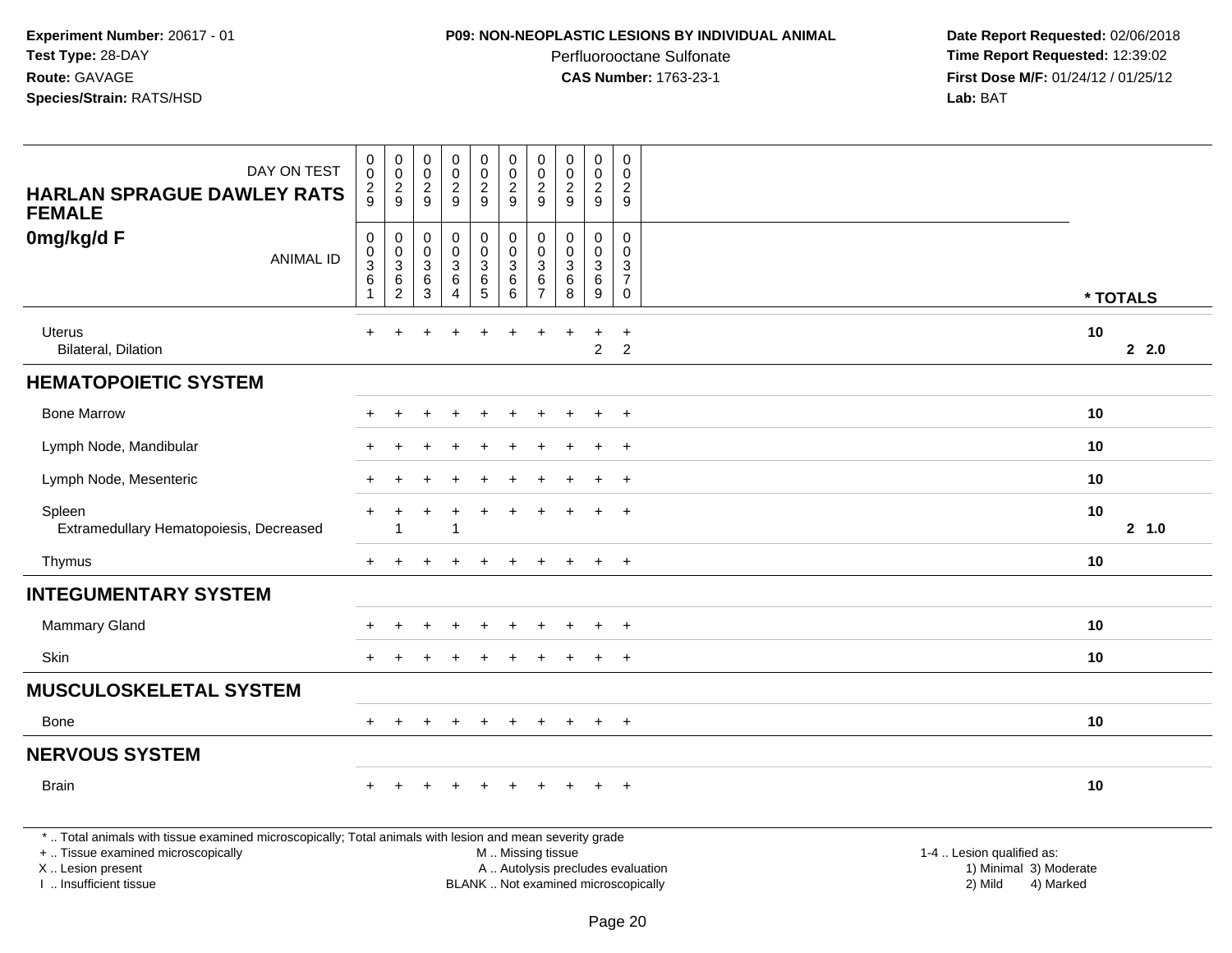**Experiment Number:** 20617 - 01
**Test Type:** 28-DAY
**Route:** GAVAGE
**Species/Strain:** RATS/HSD

**P09: NON-NEOPLASTIC LESIONS BY INDIVIDUAL ANIMAL**
Perfluorooctane Sulfonate
**CAS Number:** 1763-23-1

**Date Report Requested:** 02/06/2018
**Time Report Requested:** 12:39:02
**First Dose M/F:** 01/24/12 / 01/25/12
**Lab:** BAT

| HARLAN SPRAGUE DAWLEY RATS FEMALE 0mg/kg/d F | | | | | | | | | | | |
|---|---|---|---|---|---|---|---|---|---|---|---|
| DAY ON TEST | 0029 | 0029 | 0029 | 0029 | 0029 | 0029 | 0029 | 0029 | 0029 | 0029 | |
| ANIMAL ID | 00361 | 00362 | 00363 | 00364 | 00365 | 00366 | 00367 | 00368 | 00369 | 00370 | * TOTALS |
| Uterus | + | + | + | + | + | + | + | + | + | + | 10 |
| Bilateral, Dilation | | | | | | | | | 2 | 2 | 2 2.0 |
| **HEMATOPOIETIC SYSTEM** | | | | | | | | | | | |
| Bone Marrow | + | + | + | + | + | + | + | + | + | + | 10 |
| Lymph Node, Mandibular | + | + | + | + | + | + | + | + | + | + | 10 |
| Lymph Node, Mesenteric | + | + | + | + | + | + | + | + | + | + | 10 |
| Spleen | + | + | + | + | + | + | + | + | + | + | 10 |
| Extramedullary Hematopoiesis, Decreased | | 1 | | 1 | | | | | | | 2 1.0 |
| Thymus | + | + | + | + | + | + | + | + | + | + | 10 |
| **INTEGUMENTARY SYSTEM** | | | | | | | | | | | |
| Mammary Gland | + | + | + | + | + | + | + | + | + | + | 10 |
| Skin | + | + | + | + | + | + | + | + | + | + | 10 |
| **MUSCULOSKELETAL SYSTEM** | | | | | | | | | | | |
| Bone | + | + | + | + | + | + | + | + | + | + | 10 |
| **NERVOUS SYSTEM** | | | | | | | | | | | |
| Brain | + | + | + | + | + | + | + | + | + | + | 10 |

* .. Total animals with tissue examined microscopically; Total animals with lesion and mean severity grade
+ .. Tissue examined microscopically
X .. Lesion present
I .. Insufficient tissue

M .. Missing tissue
A .. Autolysis precludes evaluation
BLANK .. Not examined microscopically

1-4 .. Lesion qualified as:
1) Minimal 3) Moderate
2) Mild 4) Marked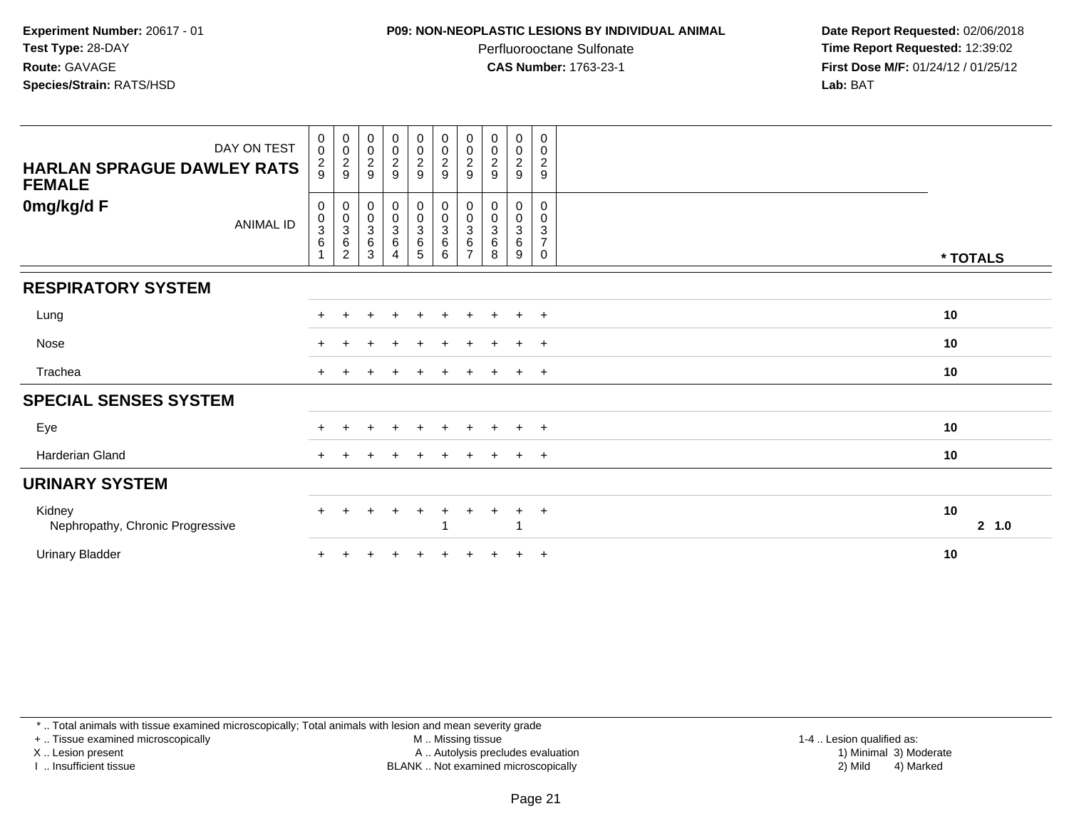**Experiment Number:** 20617 - 01
**Test Type:** 28-DAY
**Route:** GAVAGE
**Species/Strain:** RATS/HSD

**P09: NON-NEOPLASTIC LESIONS BY INDIVIDUAL ANIMAL**
Perfluorooctane Sulfonate
**CAS Number:** 1763-23-1

**Date Report Requested:** 02/06/2018
**Time Report Requested:** 12:39:02
**First Dose M/F:** 01/24/12 / 01/25/12
**Lab:** BAT

| HARLAN SPRAGUE DAWLEY RATS FEMALE — DAY ON TEST | 0029 | 0029 | 0029 | 0029 | 0029 | 0029 | 0029 | 0029 | 0029 | 0029 | |
|---|---|---|---|---|---|---|---|---|---|---|---|
| **0mg/kg/d F** — ANIMAL ID | 00361 | 00362 | 00363 | 00364 | 00365 | 00366 | 00367 | 00368 | 00369 | 00370 | *** TOTALS** |
| **RESPIRATORY SYSTEM** | | | | | | | | | | | |
| Lung | + | + | + | + | + | + | + | + | + | + | **10** |
| Nose | + | + | + | + | + | + | + | + | + | + | **10** |
| Trachea | + | + | + | + | + | + | + | + | + | + | **10** |
| **SPECIAL SENSES SYSTEM** | | | | | | | | | | | |
| Eye | + | + | + | + | + | + | + | + | + | + | **10** |
| Harderian Gland | + | + | + | + | + | + | + | + | + | + | **10** |
| **URINARY SYSTEM** | | | | | | | | | | | |
| Kidney | + | + | + | + | + | + | + | + | + | + | **10** |
| Nephropathy, Chronic Progressive | | | | | | 1 | | | 1 | | **2 1.0** |
| Urinary Bladder | + | + | + | + | + | + | + | + | + | + | **10** |

* .. Total animals with tissue examined microscopically; Total animals with lesion and mean severity grade
+ .. Tissue examined microscopically
X .. Lesion present
I .. Insufficient tissue
M .. Missing tissue
A .. Autolysis precludes evaluation
BLANK .. Not examined microscopically
1-4 .. Lesion qualified as:
1) Minimal 3) Moderate
2) Mild 4) Marked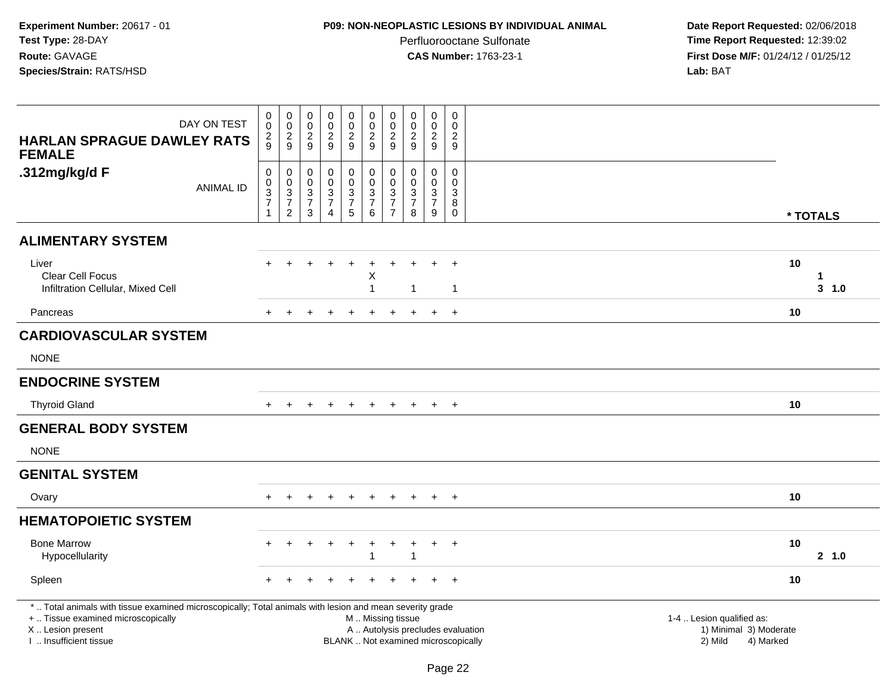**Experiment Number:** 20617 - 01
**Test Type:** 28-DAY
**Route:** GAVAGE
**Species/Strain:** RATS/HSD

**P09: NON-NEOPLASTIC LESIONS BY INDIVIDUAL ANIMAL**
Perfluorooctane Sulfonate
**CAS Number:** 1763-23-1

**Date Report Requested:** 02/06/2018
**Time Report Requested:** 12:39:02
**First Dose M/F:** 01/24/12 / 01/25/12
**Lab:** BAT

| HARLAN SPRAGUE DAWLEY RATS FEMALE .312mg/kg/d F | | | | | | | | | | | |
|---|---|---|---|---|---|---|---|---|---|---|---|
| DAY ON TEST | 0029 | 0029 | 0029 | 0029 | 0029 | 0029 | 0029 | 0029 | 0029 | 0029 | |
| ANIMAL ID | 00371 | 00372 | 00373 | 00374 | 00375 | 00376 | 00377 | 00378 | 00379 | 00380 | * TOTALS |
| **ALIMENTARY SYSTEM** | | | | | | | | | | | |
| Liver | + | + | + | + | + | + | + | + | + | + | 10 |
| Clear Cell Focus | | | | | | X | | | | | 1 |
| Infiltration Cellular, Mixed Cell | | | | | | 1 | | 1 | | 1 | 3 1.0 |
| Pancreas | + | + | + | + | + | + | + | + | + | + | 10 |
| **CARDIOVASCULAR SYSTEM** | | | | | | | | | | | |
| NONE | | | | | | | | | | | |
| **ENDOCRINE SYSTEM** | | | | | | | | | | | |
| Thyroid Gland | + | + | + | + | + | + | + | + | + | + | 10 |
| **GENERAL BODY SYSTEM** | | | | | | | | | | | |
| NONE | | | | | | | | | | | |
| **GENITAL SYSTEM** | | | | | | | | | | | |
| Ovary | + | + | + | + | + | + | + | + | + | + | 10 |
| **HEMATOPOIETIC SYSTEM** | | | | | | | | | | | |
| Bone Marrow | + | + | + | + | + | + | + | + | + | + | 10 |
| Hypocellularity | | | | | | 1 | | 1 | | | 2 1.0 |
| Spleen | + | + | + | + | + | + | + | + | + | + | 10 |

* .. Total animals with tissue examined microscopically; Total animals with lesion and mean severity grade
+ .. Tissue examined microscopically
X .. Lesion present
I .. Insufficient tissue

M .. Missing tissue
A .. Autolysis precludes evaluation
BLANK .. Not examined microscopically

1-4 .. Lesion qualified as:
1) Minimal 3) Moderate
2) Mild 4) Marked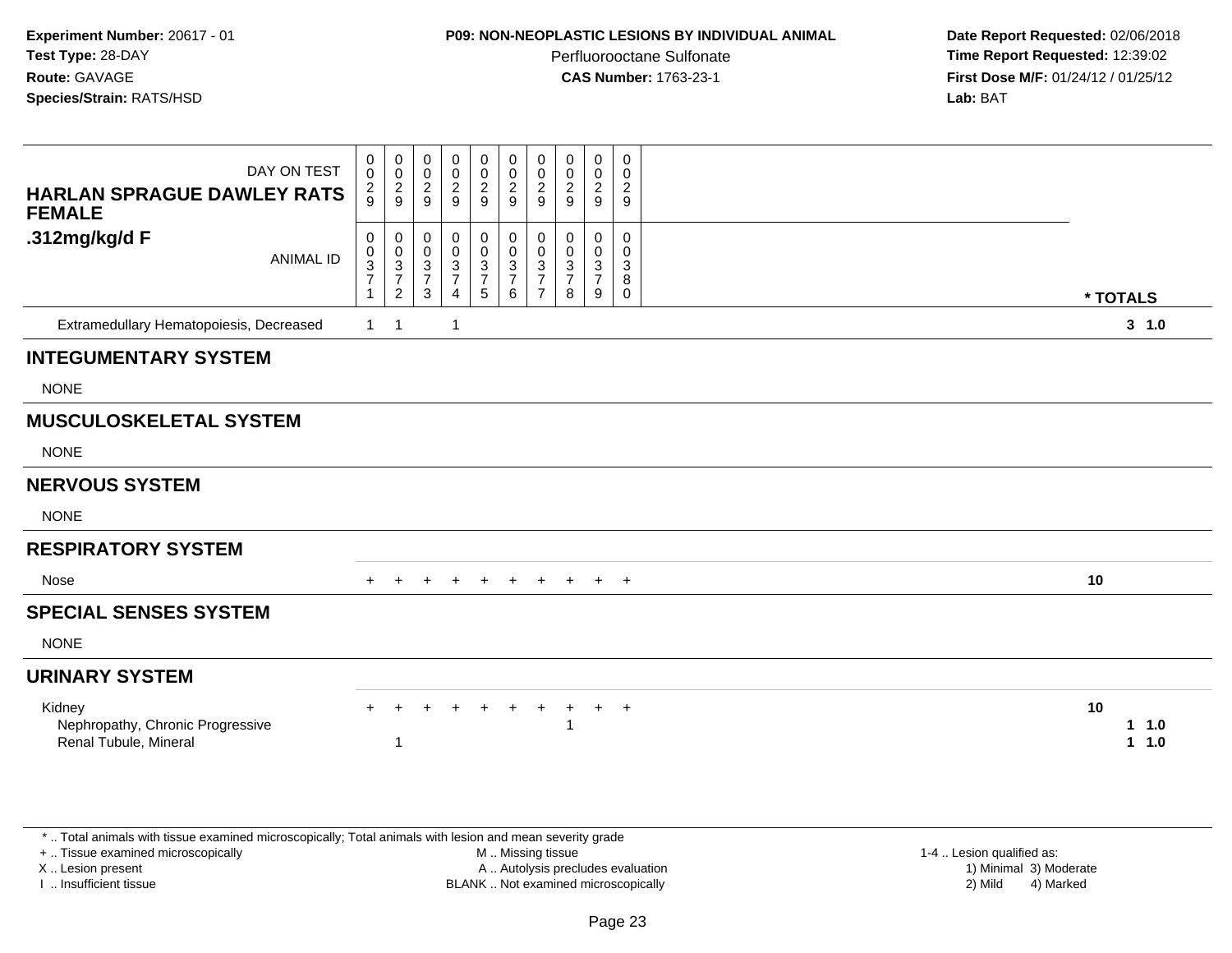**Experiment Number:** 20617 - 01
**Test Type:** 28-DAY
**Route:** GAVAGE
**Species/Strain:** RATS/HSD

**P09: NON-NEOPLASTIC LESIONS BY INDIVIDUAL ANIMAL**
Perfluorooctane Sulfonate
**CAS Number:** 1763-23-1

**Date Report Requested:** 02/06/2018
**Time Report Requested:** 12:39:02
**First Dose M/F:** 01/24/12 / 01/25/12
**Lab:** BAT

| HARLAN SPRAGUE DAWLEY RATS FEMALE .312mg/kg/d F | | | | | | | | | | | |
|---|---|---|---|---|---|---|---|---|---|---|---|
| DAY ON TEST | 0029 | 0029 | 0029 | 0029 | 0029 | 0029 | 0029 | 0029 | 0029 | 0029 | |
| ANIMAL ID | 00371 | 00372 | 00373 | 00374 | 00375 | 00376 | 00377 | 00378 | 00379 | 00380 | * TOTALS |
| Extramedullary Hematopoiesis, Decreased | 1 | 1 | | 1 | | | | | | | 3 1.0 |
| **INTEGUMENTARY SYSTEM** | | | | | | | | | | | |
| NONE | | | | | | | | | | | |
| **MUSCULOSKELETAL SYSTEM** | | | | | | | | | | | |
| NONE | | | | | | | | | | | |
| **NERVOUS SYSTEM** | | | | | | | | | | | |
| NONE | | | | | | | | | | | |
| **RESPIRATORY SYSTEM** | | | | | | | | | | | |
| Nose | + | + | + | + | + | + | + | + | + | + | 10 |
| **SPECIAL SENSES SYSTEM** | | | | | | | | | | | |
| NONE | | | | | | | | | | | |
| **URINARY SYSTEM** | | | | | | | | | | | |
| Kidney | + | + | + | + | + | + | + | + | + | + | 10 |
| Nephropathy, Chronic Progressive | | | | | | | | 1 | | | 1 1.0 |
| Renal Tubule, Mineral | | 1 | | | | | | | | | 1 1.0 |

* .. Total animals with tissue examined microscopically; Total animals with lesion and mean severity grade
+ .. Tissue examined microscopically
X .. Lesion present
I .. Insufficient tissue

M .. Missing tissue
A .. Autolysis precludes evaluation
BLANK .. Not examined microscopically

1-4 .. Lesion qualified as:
1) Minimal 3) Moderate
2) Mild 4) Marked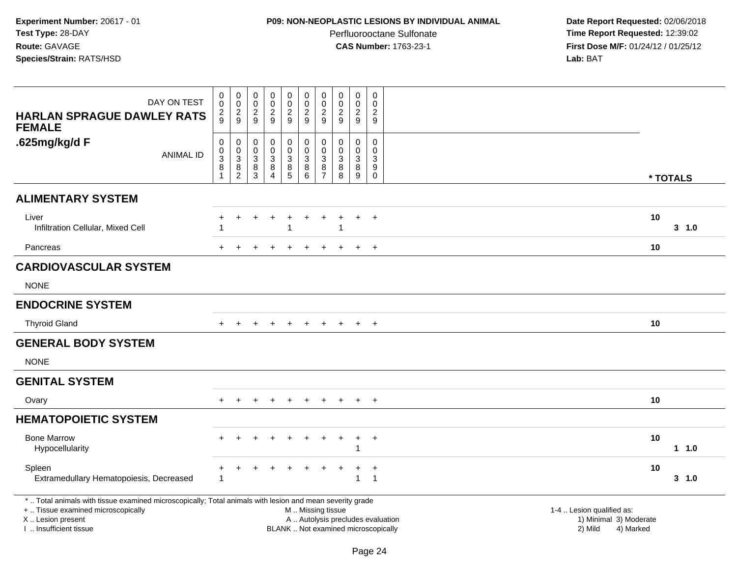**Experiment Number:** 20617 - 01
**Test Type:** 28-DAY
**Route:** GAVAGE
**Species/Strain:** RATS/HSD

**P09: NON-NEOPLASTIC LESIONS BY INDIVIDUAL ANIMAL**
Perfluorooctane Sulfonate
**CAS Number:** 1763-23-1

**Date Report Requested:** 02/06/2018
**Time Report Requested:** 12:39:02
**First Dose M/F:** 01/24/12 / 01/25/12
**Lab:** BAT

| HARLAN SPRAGUE DAWLEY RATS FEMALE .625mg/kg/d F | | | | | | | | | | | | |
|---|---|---|---|---|---|---|---|---|---|---|---|---|
| DAY ON TEST | 0029 | 0029 | 0029 | 0029 | 0029 | 0029 | 0029 | 0029 | 0029 | 0029 | | |
| ANIMAL ID | 00381 | 00382 | 00383 | 00384 | 00385 | 00386 | 00387 | 00388 | 00389 | 00390 | * TOTALS | |
| **ALIMENTARY SYSTEM** | | | | | | | | | | | | |
| Liver | + | + | + | + | + | + | + | + | + | + | 10 | |
| Infiltration Cellular, Mixed Cell | 1 | | | | 1 | | | 1 | | | | 3 1.0 |
| Pancreas | + | + | + | + | + | + | + | + | + | + | 10 | |
| **CARDIOVASCULAR SYSTEM** | | | | | | | | | | | | |
| NONE | | | | | | | | | | | | |
| **ENDOCRINE SYSTEM** | | | | | | | | | | | | |
| Thyroid Gland | + | + | + | + | + | + | + | + | + | + | 10 | |
| **GENERAL BODY SYSTEM** | | | | | | | | | | | | |
| NONE | | | | | | | | | | | | |
| **GENITAL SYSTEM** | | | | | | | | | | | | |
| Ovary | + | + | + | + | + | + | + | + | + | + | 10 | |
| **HEMATOPOIETIC SYSTEM** | | | | | | | | | | | | |
| Bone Marrow | + | + | + | + | + | + | + | + | + | + | 10 | |
| Hypocellularity | | | | | | | | | 1 | | | 1 1.0 |
| Spleen | + | + | + | + | + | + | + | + | + | + | 10 | |
| Extramedullary Hematopoiesis, Decreased | 1 | | | | | | | | 1 | 1 | | 3 1.0 |

\* .. Total animals with tissue examined microscopically; Total animals with lesion and mean severity grade
\+ .. Tissue examined microscopically
X .. Lesion present
I .. Insufficient tissue

M .. Missing tissue
A .. Autolysis precludes evaluation
BLANK .. Not examined microscopically

1-4 .. Lesion qualified as:
1) Minimal 3) Moderate
2) Mild 4) Marked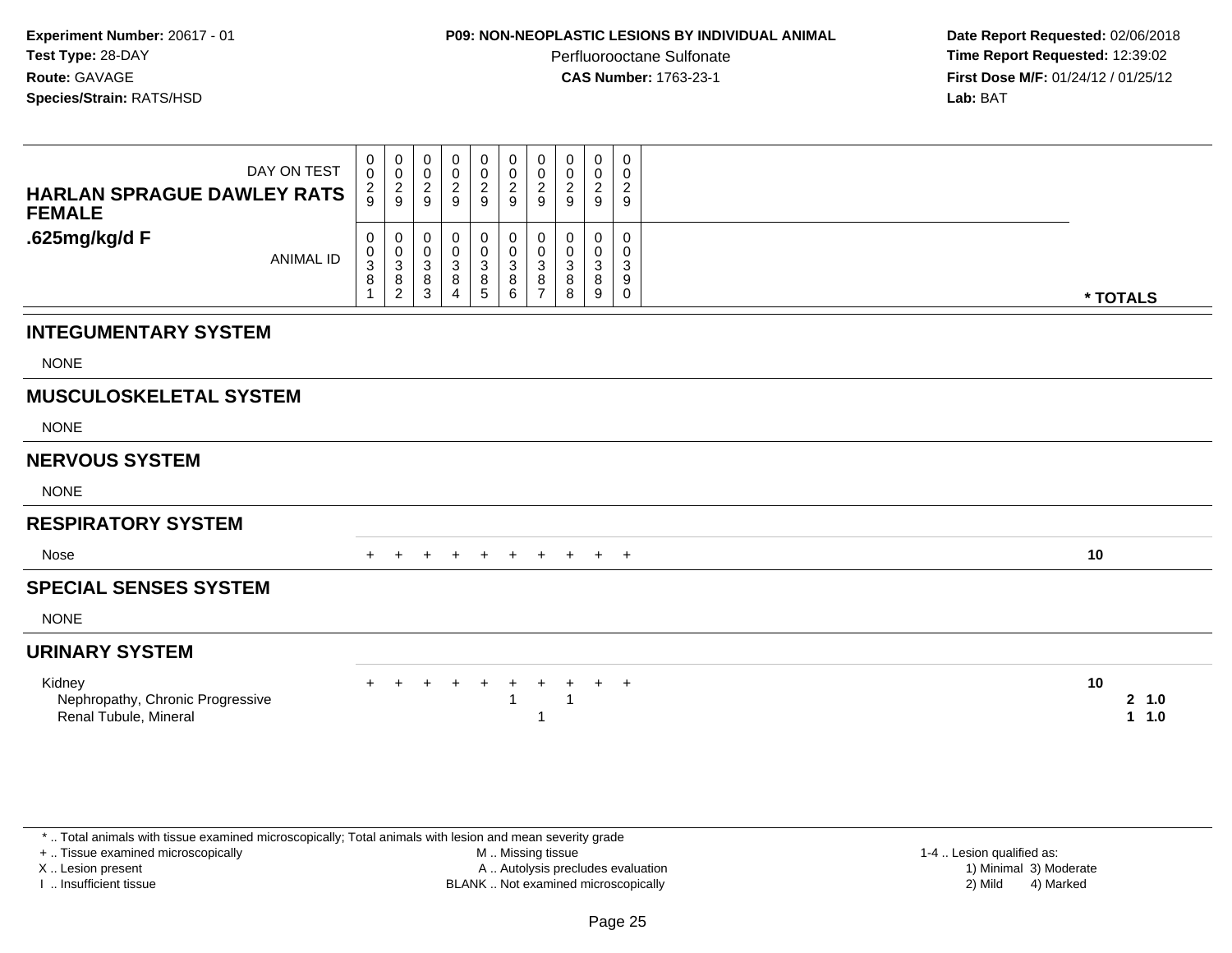**Experiment Number:** 20617 - 01
**Test Type:** 28-DAY
**Route:** GAVAGE
**Species/Strain:** RATS/HSD

**P09: NON-NEOPLASTIC LESIONS BY INDIVIDUAL ANIMAL**
Perfluorooctane Sulfonate
**CAS Number:** 1763-23-1

**Date Report Requested:** 02/06/2018
**Time Report Requested:** 12:39:02
**First Dose M/F:** 01/24/12 / 01/25/12
**Lab:** BAT

## HARLAN SPRAGUE DAWLEY RATS FEMALE .625mg/kg/d F

| DAY ON TEST | 0029 | 0029 | 0029 | 0029 | 0029 | 0029 | 0029 | 0029 | 0029 | 0029 | |
|---|---|---|---|---|---|---|---|---|---|---|---|
| ANIMAL ID | 00381 | 00382 | 00383 | 00384 | 00385 | 00386 | 00387 | 00388 | 00389 | 00390 | * TOTALS |
| **INTEGUMENTARY SYSTEM** | | | | | | | | | | | |
| NONE | | | | | | | | | | | |
| **MUSCULOSKELETAL SYSTEM** | | | | | | | | | | | |
| NONE | | | | | | | | | | | |
| **NERVOUS SYSTEM** | | | | | | | | | | | |
| NONE | | | | | | | | | | | |
| **RESPIRATORY SYSTEM** | | | | | | | | | | | |
| Nose | + | + | + | + | + | + | + | + | + | + | 10 |
| **SPECIAL SENSES SYSTEM** | | | | | | | | | | | |
| NONE | | | | | | | | | | | |
| **URINARY SYSTEM** | | | | | | | | | | | |
| Kidney | + | + | + | + | + | + | + | + | + | + | 10 |
| Nephropathy, Chronic Progressive | | | | | | 1 | | 1 | | | 2 1.0 |
| Renal Tubule, Mineral | | | | | | | 1 | | | | 1 1.0 |

* .. Total animals with tissue examined microscopically; Total animals with lesion and mean severity grade
+ .. Tissue examined microscopically
X .. Lesion present
I .. Insufficient tissue
M .. Missing tissue
A .. Autolysis precludes evaluation
BLANK .. Not examined microscopically
1-4 .. Lesion qualified as:
1) Minimal 3) Moderate
2) Mild 4) Marked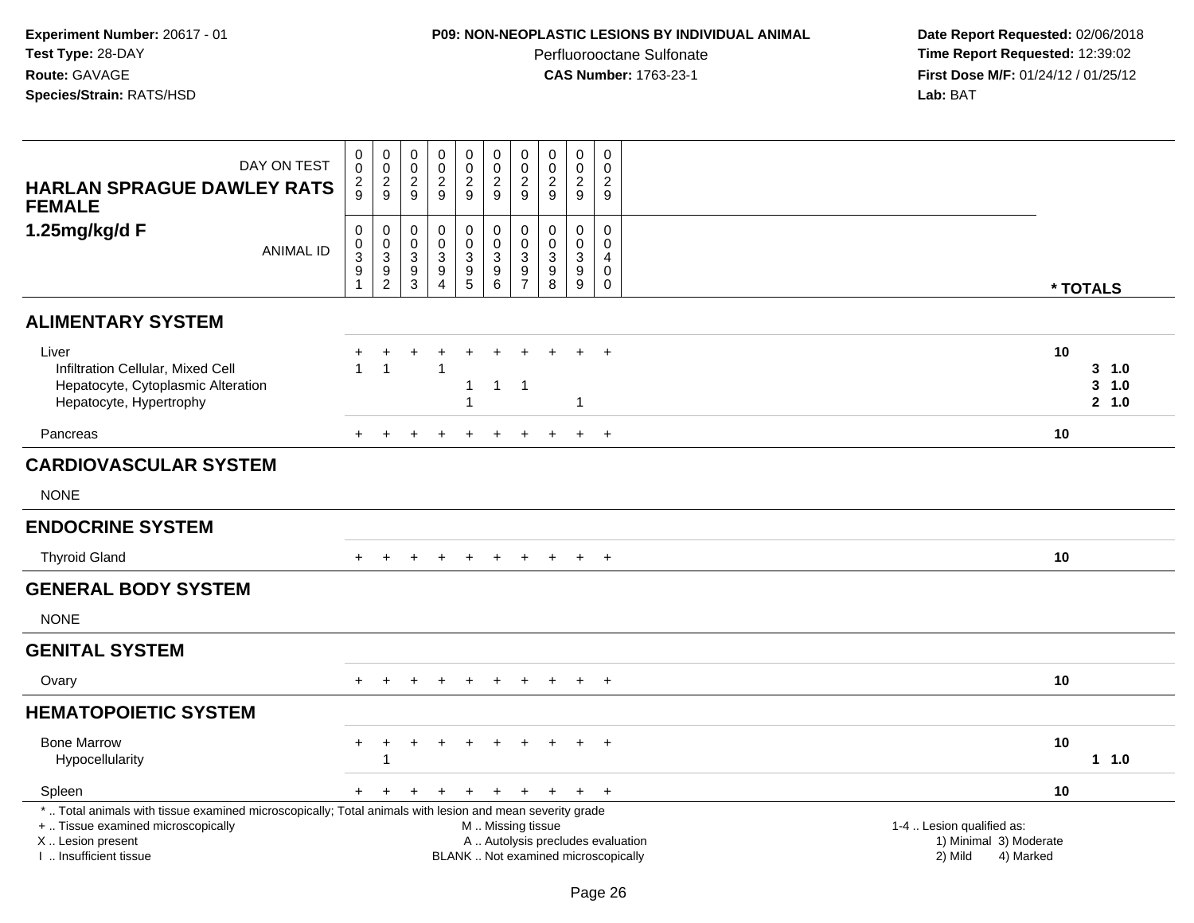**Experiment Number:** 20617 - 01
**Test Type:** 28-DAY
**Route:** GAVAGE
**Species/Strain:** RATS/HSD

**P09: NON-NEOPLASTIC LESIONS BY INDIVIDUAL ANIMAL**
Perfluorooctane Sulfonate
**CAS Number:** 1763-23-1

**Date Report Requested:** 02/06/2018
**Time Report Requested:** 12:39:02
**First Dose M/F:** 01/24/12 / 01/25/12
**Lab:** BAT

| HARLAN SPRAGUE DAWLEY RATS FEMALE 1.25mg/kg/d F — DAY ON TEST | 0029 | 0029 | 0029 | 0029 | 0029 | 0029 | 0029 | 0029 | 0029 | 0029 | |
|---|---|---|---|---|---|---|---|---|---|---|---|
| ANIMAL ID | 00391 | 00392 | 00393 | 00394 | 00395 | 00396 | 00397 | 00398 | 00399 | 00400 | * TOTALS |
| **ALIMENTARY SYSTEM** | | | | | | | | | | | |
| Liver | + | + | + | + | + | + | + | + | + | + | 10 |
| Infiltration Cellular, Mixed Cell | 1 | 1 | | 1 | | | | | | | 3 1.0 |
| Hepatocyte, Cytoplasmic Alteration | | | | | 1 | 1 | 1 | | | | 3 1.0 |
| Hepatocyte, Hypertrophy | | | | | 1 | | | | 1 | | 2 1.0 |
| Pancreas | + | + | + | + | + | + | + | + | + | + | 10 |
| **CARDIOVASCULAR SYSTEM** | | | | | | | | | | | |
| NONE | | | | | | | | | | | |
| **ENDOCRINE SYSTEM** | | | | | | | | | | | |
| Thyroid Gland | + | + | + | + | + | + | + | + | + | + | 10 |
| **GENERAL BODY SYSTEM** | | | | | | | | | | | |
| NONE | | | | | | | | | | | |
| **GENITAL SYSTEM** | | | | | | | | | | | |
| Ovary | + | + | + | + | + | + | + | + | + | + | 10 |
| **HEMATOPOIETIC SYSTEM** | | | | | | | | | | | |
| Bone Marrow | + | + | + | + | + | + | + | + | + | + | 10 |
| Hypocellularity | | 1 | | | | | | | | | 1 1.0 |
| Spleen | + | + | + | + | + | + | + | + | + | + | 10 |

* .. Total animals with tissue examined microscopically; Total animals with lesion and mean severity grade
+ .. Tissue examined microscopically
X .. Lesion present
I .. Insufficient tissue

M .. Missing tissue
A .. Autolysis precludes evaluation
BLANK .. Not examined microscopically

1-4 .. Lesion qualified as:
1) Minimal 3) Moderate
2) Mild 4) Marked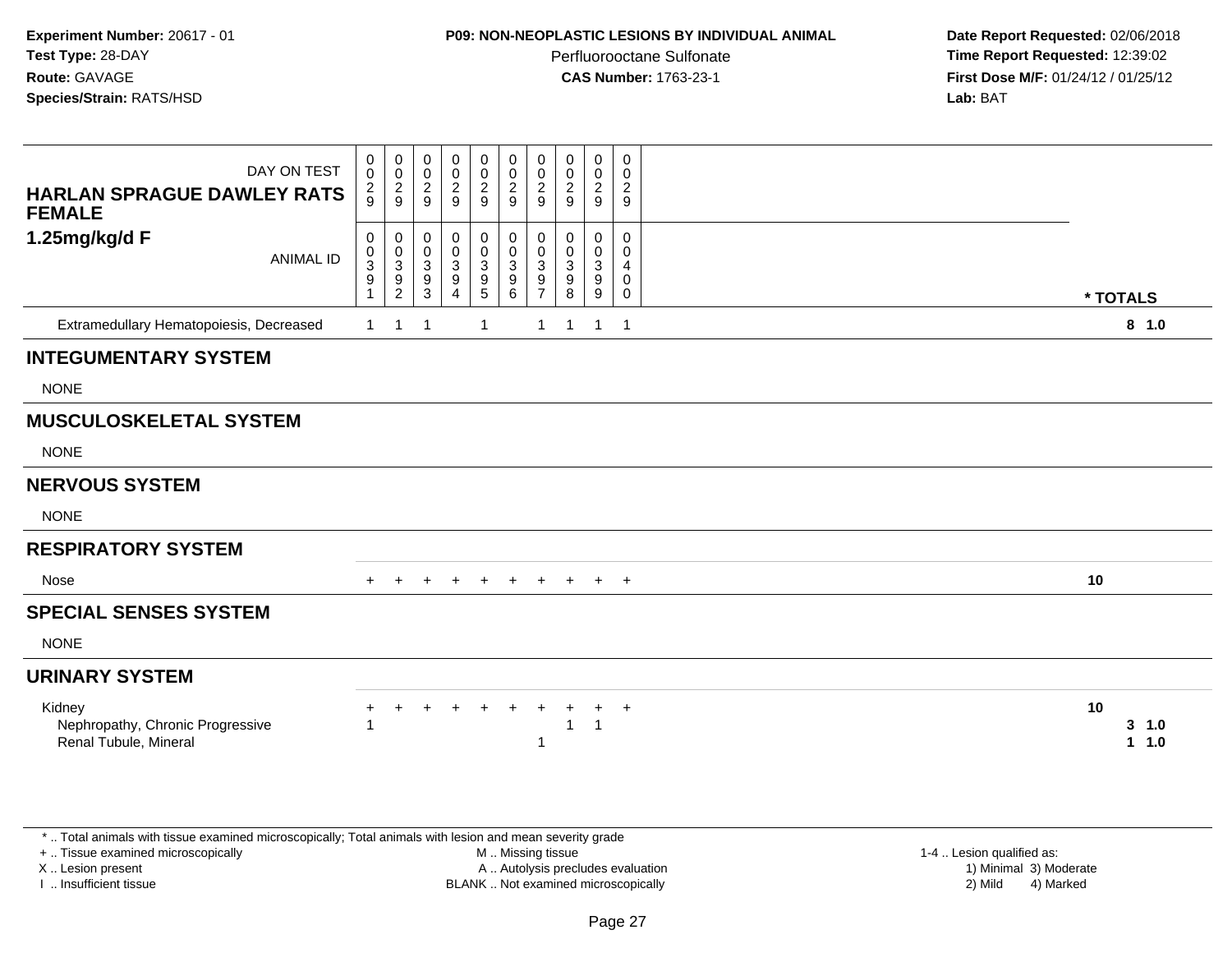**Experiment Number:** 20617 - 01
**Test Type:** 28-DAY
**Route:** GAVAGE
**Species/Strain:** RATS/HSD

**P09: NON-NEOPLASTIC LESIONS BY INDIVIDUAL ANIMAL**
Perfluorooctane Sulfonate
**CAS Number:** 1763-23-1

**Date Report Requested:** 02/06/2018
**Time Report Requested:** 12:39:02
**First Dose M/F:** 01/24/12 / 01/25/12
**Lab:** BAT

| DAY ON TEST | 0029 | 0029 | 0029 | 0029 | 0029 | 0029 | 0029 | 0029 | 0029 | 0029 | |
|---|---|---|---|---|---|---|---|---|---|---|---|
| **HARLAN SPRAGUE DAWLEY RATS FEMALE 1.25mg/kg/d F** ANIMAL ID | 00391 | 00392 | 00393 | 00394 | 00395 | 00396 | 00397 | 00398 | 00399 | 00400 | **\* TOTALS** |
| Extramedullary Hematopoiesis, Decreased | 1 | 1 | 1 | | 1 | | 1 | 1 | 1 | 1 | **8 1.0** |
| **INTEGUMENTARY SYSTEM** | | | | | | | | | | | |
| NONE | | | | | | | | | | | |
| **MUSCULOSKELETAL SYSTEM** | | | | | | | | | | | |
| NONE | | | | | | | | | | | |
| **NERVOUS SYSTEM** | | | | | | | | | | | |
| NONE | | | | | | | | | | | |
| **RESPIRATORY SYSTEM** | | | | | | | | | | | |
| Nose | + | + | + | + | + | + | + | + | + | + | **10** |
| **SPECIAL SENSES SYSTEM** | | | | | | | | | | | |
| NONE | | | | | | | | | | | |
| **URINARY SYSTEM** | | | | | | | | | | | |
| Kidney | + | + | + | + | + | + | + | + | + | + | **10** |
| Nephropathy, Chronic Progressive | 1 | | | | | | | 1 | 1 | | **3 1.0** |
| Renal Tubule, Mineral | | | | | | | 1 | | | | **1 1.0** |

\* .. Total animals with tissue examined microscopically; Total animals with lesion and mean severity grade
+ .. Tissue examined microscopically
X .. Lesion present
I .. Insufficient tissue
M .. Missing tissue
A .. Autolysis precludes evaluation
BLANK .. Not examined microscopically
1-4 .. Lesion qualified as:
1) Minimal 3) Moderate
2) Mild 4) Marked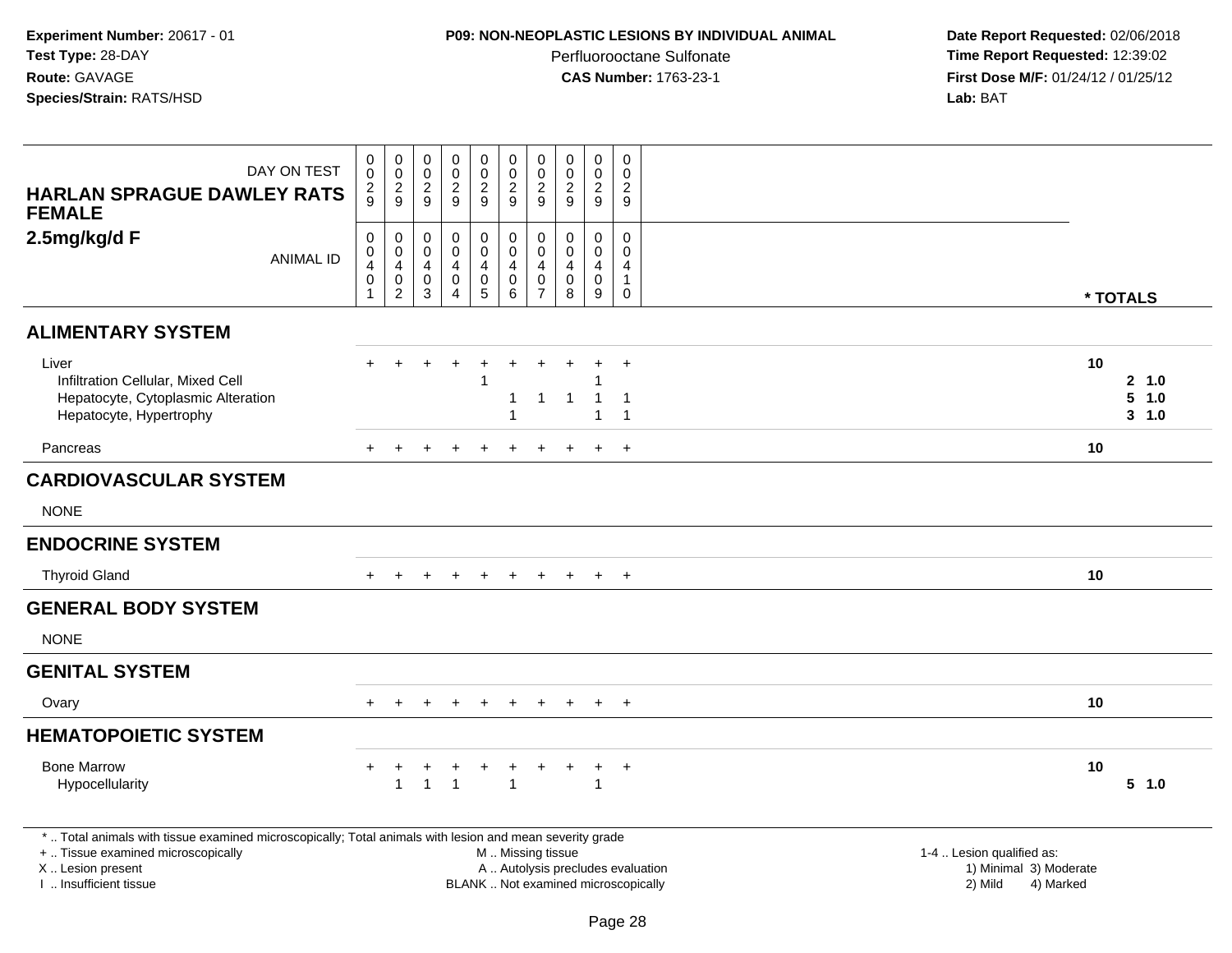**Experiment Number:** 20617 - 01
**Test Type:** 28-DAY
**Route:** GAVAGE
**Species/Strain:** RATS/HSD

**P09: NON-NEOPLASTIC LESIONS BY INDIVIDUAL ANIMAL**
Perfluorooctane Sulfonate
**CAS Number:** 1763-23-1

**Date Report Requested:** 02/06/2018
**Time Report Requested:** 12:39:02
**First Dose M/F:** 01/24/12 / 01/25/12
**Lab:** BAT

| HARLAN SPRAGUE DAWLEY RATS FEMALE 2.5mg/kg/d F | | | | | | | | | | | |
|---|---|---|---|---|---|---|---|---|---|---|---|
| DAY ON TEST | 0029 | 0029 | 0029 | 0029 | 0029 | 0029 | 0029 | 0029 | 0029 | 0029 | |
| ANIMAL ID | 00401 | 00402 | 00403 | 00404 | 00405 | 00406 | 00407 | 00408 | 00409 | 00410 | * TOTALS |
| **ALIMENTARY SYSTEM** | | | | | | | | | | | |
| Liver | + | + | + | + | + | + | + | + | + | + | 10 |
| Infiltration Cellular, Mixed Cell | | | | | 1 | | | | 1 | | 2 1.0 |
| Hepatocyte, Cytoplasmic Alteration | | | | | | 1 | 1 | 1 | 1 | 1 | 5 1.0 |
| Hepatocyte, Hypertrophy | | | | | | 1 | | | 1 | 1 | 3 1.0 |
| Pancreas | + | + | + | + | + | + | + | + | + | + | 10 |
| **CARDIOVASCULAR SYSTEM** | | | | | | | | | | | |
| NONE | | | | | | | | | | | |
| **ENDOCRINE SYSTEM** | | | | | | | | | | | |
| Thyroid Gland | + | + | + | + | + | + | + | + | + | + | 10 |
| **GENERAL BODY SYSTEM** | | | | | | | | | | | |
| NONE | | | | | | | | | | | |
| **GENITAL SYSTEM** | | | | | | | | | | | |
| Ovary | + | + | + | + | + | + | + | + | + | + | 10 |
| **HEMATOPOIETIC SYSTEM** | | | | | | | | | | | |
| Bone Marrow | + | + | + | + | + | + | + | + | + | + | 10 |
| Hypocellularity | | 1 | 1 | 1 | | 1 | | | 1 | | 5 1.0 |

* .. Total animals with tissue examined microscopically; Total animals with lesion and mean severity grade
+ .. Tissue examined microscopically
X .. Lesion present
I .. Insufficient tissue

M .. Missing tissue
A .. Autolysis precludes evaluation
BLANK .. Not examined microscopically

1-4 .. Lesion qualified as:
1) Minimal 3) Moderate
2) Mild 4) Marked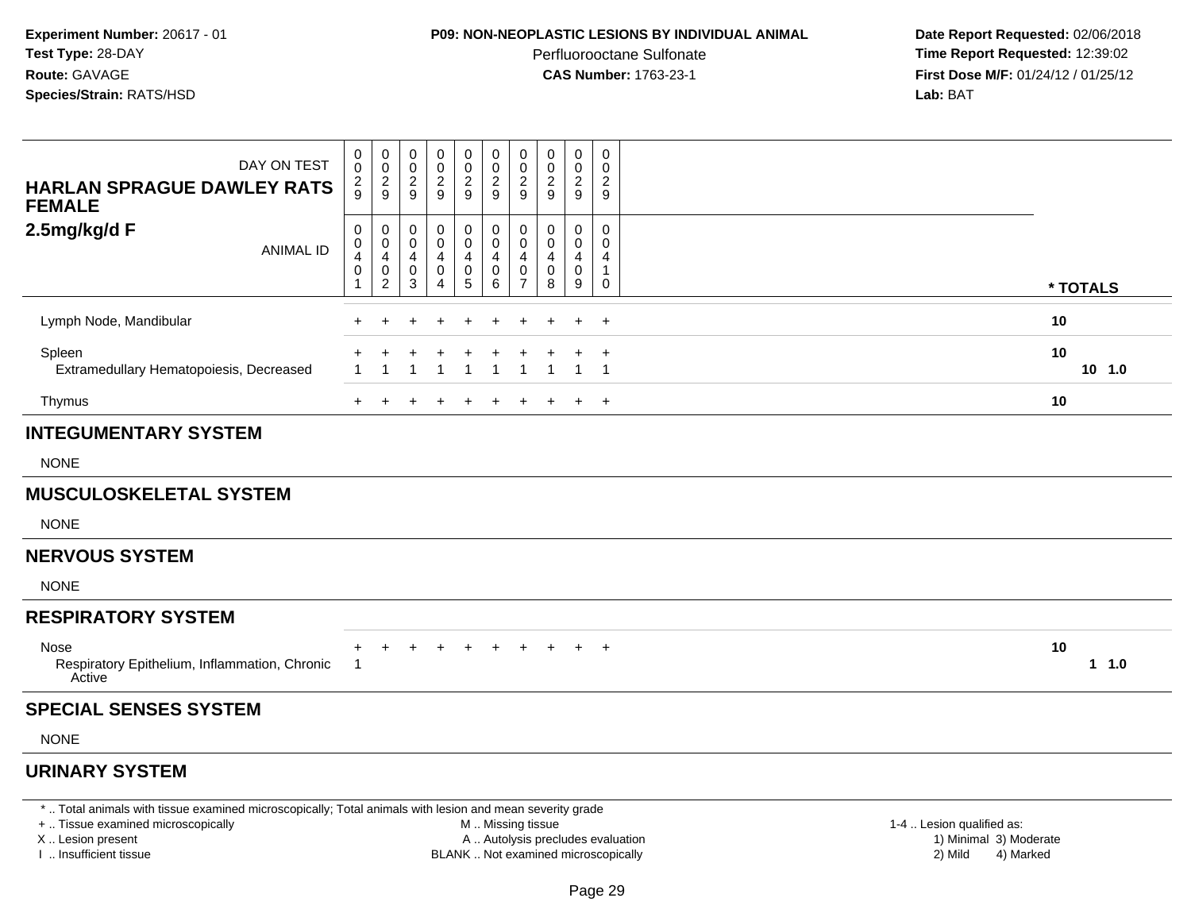**Experiment Number:** 20617 - 01
**Test Type:** 28-DAY
**Route:** GAVAGE
**Species/Strain:** RATS/HSD

**P09: NON-NEOPLASTIC LESIONS BY INDIVIDUAL ANIMAL**
Perfluorooctane Sulfonate
**CAS Number:** 1763-23-1

**Date Report Requested:** 02/06/2018
**Time Report Requested:** 12:39:02
**First Dose M/F:** 01/24/12 / 01/25/12
**Lab:** BAT

| DAY ON TEST | 0029 | 0029 | 0029 | 0029 | 0029 | 0029 | 0029 | 0029 | 0029 | 0029 | |
|---|---|---|---|---|---|---|---|---|---|---|---|
| **HARLAN SPRAGUE DAWLEY RATS FEMALE 2.5mg/kg/d F** ANIMAL ID | 00401 | 00402 | 00403 | 00404 | 00405 | 00406 | 00407 | 00408 | 00409 | 00410 | *** TOTALS** |
| Lymph Node, Mandibular | + | + | + | + | + | + | + | + | + | + | 10 |
| Spleen | + | + | + | + | + | + | + | + | + | + | 10 |
| Extramedullary Hematopoiesis, Decreased | 1 | 1 | 1 | 1 | 1 | 1 | 1 | 1 | 1 | 1 | 10 1.0 |
| Thymus | + | + | + | + | + | + | + | + | + | + | 10 |

## INTEGUMENTARY SYSTEM

NONE

## MUSCULOSKELETAL SYSTEM

NONE

## NERVOUS SYSTEM

NONE

## RESPIRATORY SYSTEM

| | 00401 | 00402 | 00403 | 00404 | 00405 | 00406 | 00407 | 00408 | 00409 | 00410 | *** TOTALS** |
|---|---|---|---|---|---|---|---|---|---|---|---|
| Nose | + | + | + | + | + | + | + | + | + | + | 10 |
| Respiratory Epithelium, Inflammation, Chronic Active | 1 | | | | | | | | | | 1 1.0 |

## SPECIAL SENSES SYSTEM

NONE

## URINARY SYSTEM

\* .. Total animals with tissue examined microscopically; Total animals with lesion and mean severity grade
\+ .. Tissue examined microscopically
X .. Lesion present
I .. Insufficient tissue

M .. Missing tissue
A .. Autolysis precludes evaluation
BLANK .. Not examined microscopically

1-4 .. Lesion qualified as:
1) Minimal 3) Moderate
2) Mild 4) Marked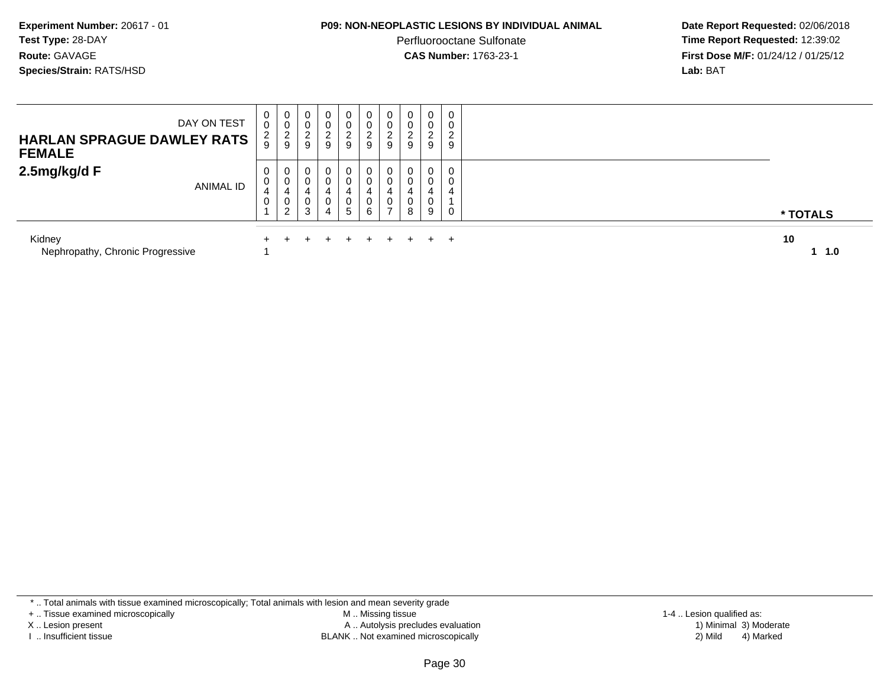**Experiment Number:** 20617 - 01
**Test Type:** 28-DAY
**Route:** GAVAGE
**Species/Strain:** RATS/HSD

**P09: NON-NEOPLASTIC LESIONS BY INDIVIDUAL ANIMAL**
Perfluorooctane Sulfonate
**CAS Number:** 1763-23-1

**Date Report Requested:** 02/06/2018
**Time Report Requested:** 12:39:02
**First Dose M/F:** 01/24/12 / 01/25/12
**Lab:** BAT

| **HARLAN SPRAGUE DAWLEY RATS FEMALE** DAY ON TEST | 0029 | 0029 | 0029 | 0029 | 0029 | 0029 | 0029 | 0029 | 0029 | 0029 | |
|---|---|---|---|---|---|---|---|---|---|---|---|
| **2.5mg/kg/d F** ANIMAL ID | 00401 | 00402 | 00403 | 00404 | 00405 | 00406 | 00407 | 00408 | 00409 | 00410 | *** TOTALS** |
| Kidney | + | + | + | + | + | + | + | + | + | + | **10** |
| Nephropathy, Chronic Progressive | 1 | | | | | | | | | | **1 1.0** |

* .. Total animals with tissue examined microscopically; Total animals with lesion and mean severity grade
+ .. Tissue examined microscopically
X .. Lesion present
I .. Insufficient tissue

M .. Missing tissue
A .. Autolysis precludes evaluation
BLANK .. Not examined microscopically

1-4 .. Lesion qualified as:
1) Minimal 3) Moderate
2) Mild 4) Marked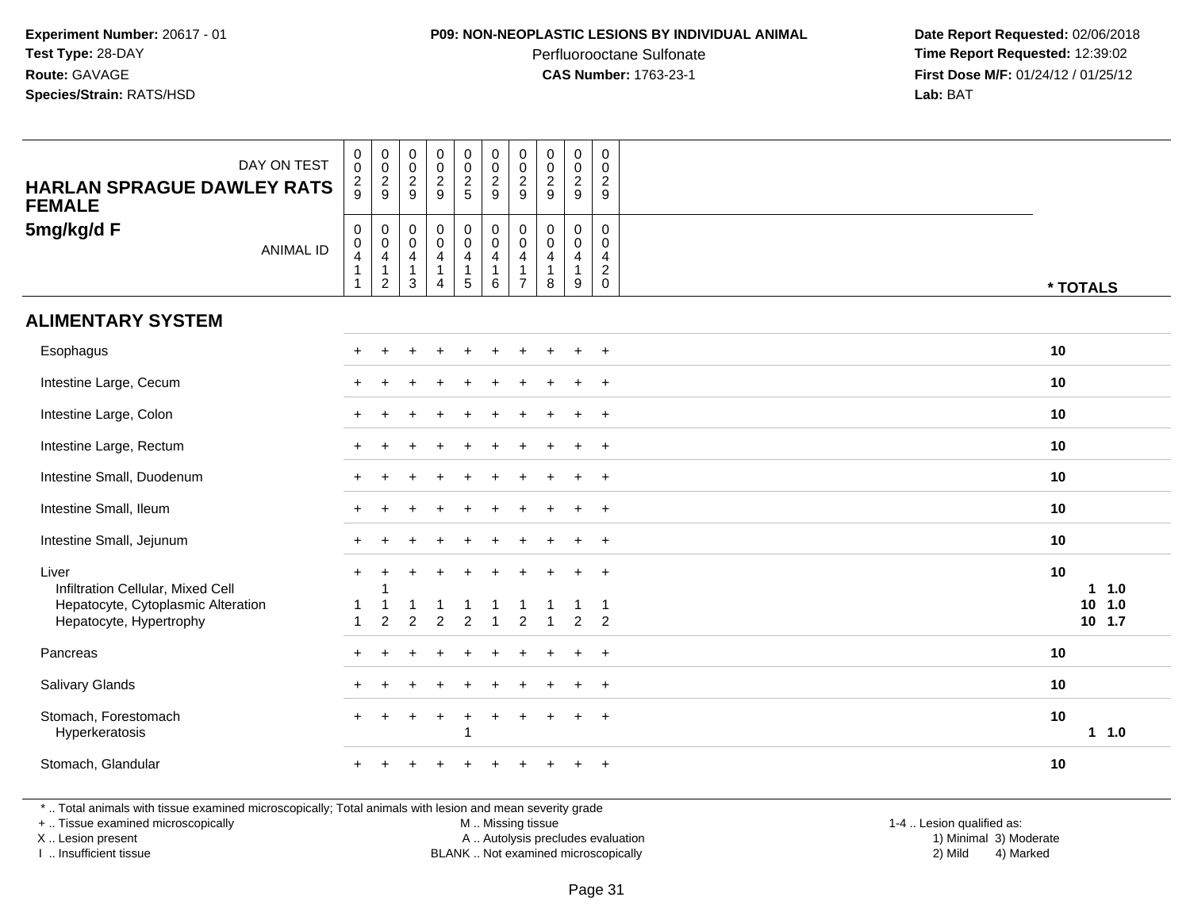**Experiment Number:** 20617 - 01
**Test Type:** 28-DAY
**Route:** GAVAGE
**Species/Strain:** RATS/HSD

**P09: NON-NEOPLASTIC LESIONS BY INDIVIDUAL ANIMAL**
Perfluorooctane Sulfonate
**CAS Number:** 1763-23-1

**Date Report Requested:** 02/06/2018
**Time Report Requested:** 12:39:02
**First Dose M/F:** 01/24/12 / 01/25/12
**Lab:** BAT

| DAY ON TEST | 0029 | 0029 | 0029 | 0029 | 0025 | 0029 | 0029 | 0029 | 0029 | 0029 | |
|---|---|---|---|---|---|---|---|---|---|---|---|
| **HARLAN SPRAGUE DAWLEY RATS FEMALE 5mg/kg/d F** ANIMAL ID | 00411 | 00412 | 00413 | 00414 | 00415 | 00416 | 00417 | 00418 | 00419 | 00420 | *** TOTALS** |
| **ALIMENTARY SYSTEM** | | | | | | | | | | | |
| Esophagus | + | + | + | + | + | + | + | + | + | + | **10** |
| Intestine Large, Cecum | + | + | + | + | + | + | + | + | + | + | **10** |
| Intestine Large, Colon | + | + | + | + | + | + | + | + | + | + | **10** |
| Intestine Large, Rectum | + | + | + | + | + | + | + | + | + | + | **10** |
| Intestine Small, Duodenum | + | + | + | + | + | + | + | + | + | + | **10** |
| Intestine Small, Ileum | + | + | + | + | + | + | + | + | + | + | **10** |
| Intestine Small, Jejunum | + | + | + | + | + | + | + | + | + | + | **10** |
| Liver | + | + | + | + | + | + | + | + | + | + | **10** |
| Infiltration Cellular, Mixed Cell | | 1 | | | | | | | | | **1 1.0** |
| Hepatocyte, Cytoplasmic Alteration | 1 | 1 | 1 | 1 | 1 | 1 | 1 | 1 | 1 | 1 | **10 1.0** |
| Hepatocyte, Hypertrophy | 1 | 2 | 2 | 2 | 2 | 1 | 2 | 1 | 2 | 2 | **10 1.7** |
| Pancreas | + | + | + | + | + | + | + | + | + | + | **10** |
| Salivary Glands | + | + | + | + | + | + | + | + | + | + | **10** |
| Stomach, Forestomach | + | + | + | + | + | + | + | + | + | + | **10** |
| Hyperkeratosis | | | | | 1 | | | | | | **1 1.0** |
| Stomach, Glandular | + | + | + | + | + | + | + | + | + | + | **10** |

\* .. Total animals with tissue examined microscopically; Total animals with lesion and mean severity grade
\+ .. Tissue examined microscopically
X .. Lesion present
I .. Insufficient tissue

M .. Missing tissue
A .. Autolysis precludes evaluation
BLANK .. Not examined microscopically

1-4 .. Lesion qualified as:
1) Minimal 3) Moderate
2) Mild 4) Marked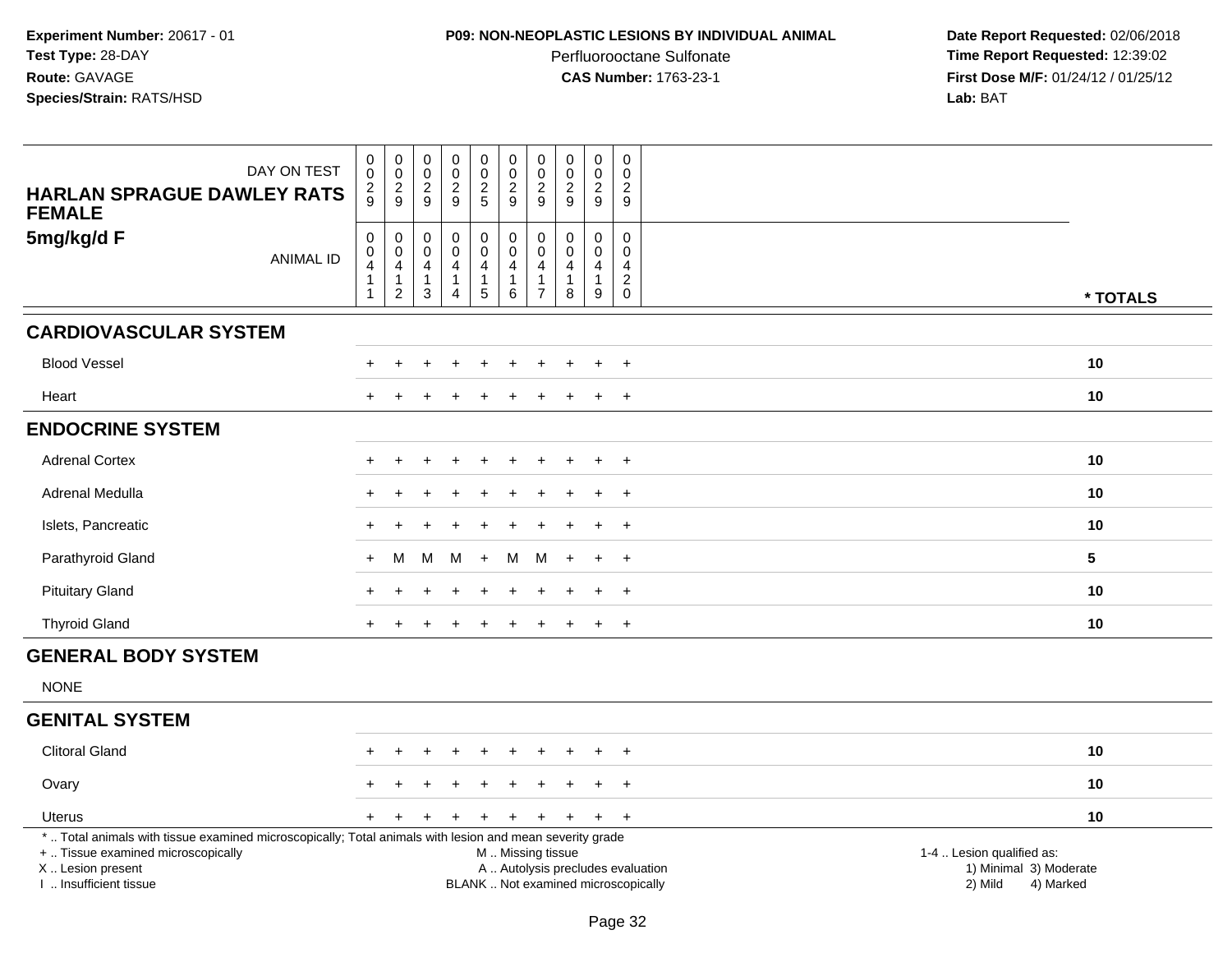**Experiment Number:** 20617 - 01
**Test Type:** 28-DAY
**Route:** GAVAGE
**Species/Strain:** RATS/HSD

**P09: NON-NEOPLASTIC LESIONS BY INDIVIDUAL ANIMAL**
Perfluorooctane Sulfonate
**CAS Number:** 1763-23-1

**Date Report Requested:** 02/06/2018
**Time Report Requested:** 12:39:02
**First Dose M/F:** 01/24/12 / 01/25/12
**Lab:** BAT

| HARLAN SPRAGUE DAWLEY RATS FEMALE 5mg/kg/d F | | | | | | | | | | | |
|---|---|---|---|---|---|---|---|---|---|---|---|
| DAY ON TEST | 0029 | 0029 | 0029 | 0029 | 0025 | 0029 | 0029 | 0029 | 0029 | 0029 | |
| ANIMAL ID | 00411 | 00412 | 00413 | 00414 | 00415 | 00416 | 00417 | 00418 | 00419 | 00420 | * TOTALS |
| **CARDIOVASCULAR SYSTEM** | | | | | | | | | | | |
| Blood Vessel | + | + | + | + | + | + | + | + | + | + | 10 |
| Heart | + | + | + | + | + | + | + | + | + | + | 10 |
| **ENDOCRINE SYSTEM** | | | | | | | | | | | |
| Adrenal Cortex | + | + | + | + | + | + | + | + | + | + | 10 |
| Adrenal Medulla | + | + | + | + | + | + | + | + | + | + | 10 |
| Islets, Pancreatic | + | + | + | + | + | + | + | + | + | + | 10 |
| Parathyroid Gland | + | M | M | M | + | M | M | + | + | + | 5 |
| Pituitary Gland | + | + | + | + | + | + | + | + | + | + | 10 |
| Thyroid Gland | + | + | + | + | + | + | + | + | + | + | 10 |
| **GENERAL BODY SYSTEM** | | | | | | | | | | | |
| NONE | | | | | | | | | | | |
| **GENITAL SYSTEM** | | | | | | | | | | | |
| Clitoral Gland | + | + | + | + | + | + | + | + | + | + | 10 |
| Ovary | + | + | + | + | + | + | + | + | + | + | 10 |
| Uterus | + | + | + | + | + | + | + | + | + | + | 10 |

* .. Total animals with tissue examined microscopically; Total animals with lesion and mean severity grade
+ .. Tissue examined microscopically
X .. Lesion present
I .. Insufficient tissue

M .. Missing tissue
A .. Autolysis precludes evaluation
BLANK .. Not examined microscopically

1-4 .. Lesion qualified as:
1) Minimal 3) Moderate
2) Mild 4) Marked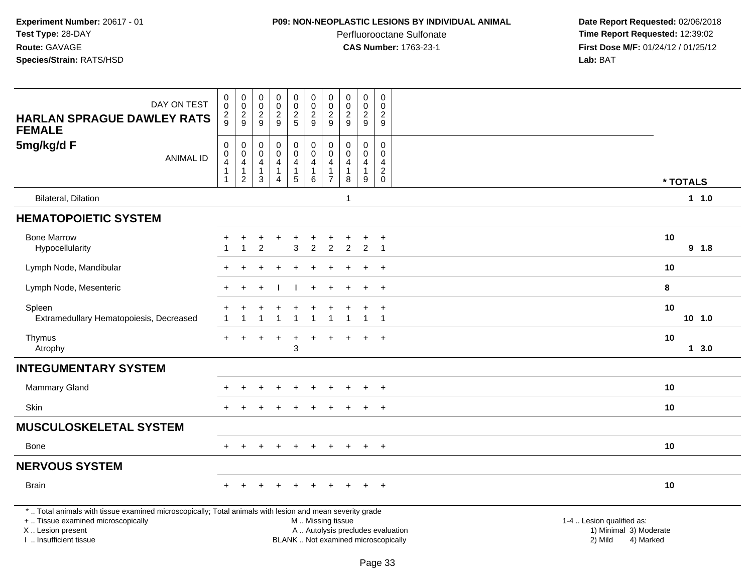**Experiment Number:** 20617 - 01
**Test Type:** 28-DAY
**Route:** GAVAGE
**Species/Strain:** RATS/HSD

**P09: NON-NEOPLASTIC LESIONS BY INDIVIDUAL ANIMAL**
Perfluorooctane Sulfonate
**CAS Number:** 1763-23-1

**Date Report Requested:** 02/06/2018
**Time Report Requested:** 12:39:02
**First Dose M/F:** 01/24/12 / 01/25/12
**Lab:** BAT

| DAY ON TEST | 0029 | 0029 | 0029 | 0029 | 0025 | 0029 | 0029 | 0029 | 0029 | 0029 | |
|---|---|---|---|---|---|---|---|---|---|---|---|
| **HARLAN SPRAGUE DAWLEY RATS FEMALE** | | | | | | | | | | | |
| **5mg/kg/d F** ANIMAL ID | 00411 | 00412 | 00413 | 00414 | 00415 | 00416 | 00417 | 00418 | 00419 | 00420 | * TOTALS |
| Bilateral, Dilation | | | | | | | | 1 | | | 1 1.0 |
| **HEMATOPOIETIC SYSTEM** | | | | | | | | | | | |
| Bone Marrow | + | + | + | + | + | + | + | + | + | + | 10 |
| Hypocellularity | 1 | 1 | 2 | | 3 | 2 | 2 | 2 | 2 | 1 | 9 1.8 |
| Lymph Node, Mandibular | + | + | + | + | + | + | + | + | + | + | 10 |
| Lymph Node, Mesenteric | + | + | + | I | I | + | + | + | + | + | 8 |
| Spleen | + | + | + | + | + | + | + | + | + | + | 10 |
| Extramedullary Hematopoiesis, Decreased | 1 | 1 | 1 | 1 | 1 | 1 | 1 | 1 | 1 | 1 | 10 1.0 |
| Thymus | + | + | + | + | + | + | + | + | + | + | 10 |
| Atrophy | | | | | 3 | | | | | | 1 3.0 |
| **INTEGUMENTARY SYSTEM** | | | | | | | | | | | |
| Mammary Gland | + | + | + | + | + | + | + | + | + | + | 10 |
| Skin | + | + | + | + | + | + | + | + | + | + | 10 |
| **MUSCULOSKELETAL SYSTEM** | | | | | | | | | | | |
| Bone | + | + | + | + | + | + | + | + | + | + | 10 |
| **NERVOUS SYSTEM** | | | | | | | | | | | |
| Brain | + | + | + | + | + | + | + | + | + | + | 10 |

* .. Total animals with tissue examined microscopically; Total animals with lesion and mean severity grade
+ .. Tissue examined microscopically
X .. Lesion present
I .. Insufficient tissue

M .. Missing tissue
A .. Autolysis precludes evaluation
BLANK .. Not examined microscopically

1-4 .. Lesion qualified as:
1) Minimal 3) Moderate
2) Mild 4) Marked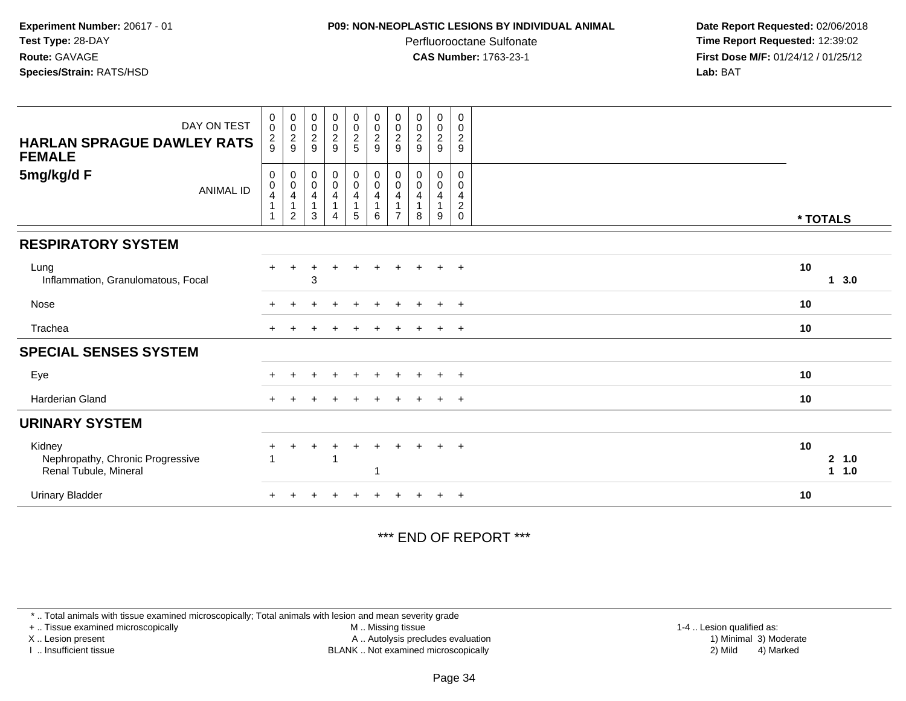**Experiment Number:** 20617 - 01
**Test Type:** 28-DAY
**Route:** GAVAGE
**Species/Strain:** RATS/HSD

**P09: NON-NEOPLASTIC LESIONS BY INDIVIDUAL ANIMAL**
Perfluorooctane Sulfonate
**CAS Number:** 1763-23-1

**Date Report Requested:** 02/06/2018
**Time Report Requested:** 12:39:02
**First Dose M/F:** 01/24/12 / 01/25/12
**Lab:** BAT

| HARLAN SPRAGUE DAWLEY RATS FEMALE 5mg/kg/d F | | | | | | | | | | | |
|---|---|---|---|---|---|---|---|---|---|---|---|
| DAY ON TEST | 0029 | 0029 | 0029 | 0029 | 0025 | 0029 | 0029 | 0029 | 0029 | 0029 | |
| ANIMAL ID | 00411 | 00412 | 00413 | 00414 | 00415 | 00416 | 00417 | 00418 | 00419 | 00420 | * TOTALS |
| **RESPIRATORY SYSTEM** | | | | | | | | | | | |
| Lung | + | + | + | + | + | + | + | + | + | + | 10 |
| Inflammation, Granulomatous, Focal | | | 3 | | | | | | | | 1 3.0 |
| Nose | + | + | + | + | + | + | + | + | + | + | 10 |
| Trachea | + | + | + | + | + | + | + | + | + | + | 10 |
| **SPECIAL SENSES SYSTEM** | | | | | | | | | | | |
| Eye | + | + | + | + | + | + | + | + | + | + | 10 |
| Harderian Gland | + | + | + | + | + | + | + | + | + | + | 10 |
| **URINARY SYSTEM** | | | | | | | | | | | |
| Kidney | + | + | + | + | + | + | + | + | + | + | 10 |
| Nephropathy, Chronic Progressive | 1 | | | 1 | | | | | | | 2 1.0 |
| Renal Tubule, Mineral | | | | | | 1 | | | | | 1 1.0 |
| Urinary Bladder | + | + | + | + | + | + | + | + | + | + | 10 |

*** END OF REPORT ***

* .. Total animals with tissue examined microscopically; Total animals with lesion and mean severity grade
+ .. Tissue examined microscopically
X .. Lesion present
I .. Insufficient tissue
M .. Missing tissue
A .. Autolysis precludes evaluation
BLANK .. Not examined microscopically
1-4 .. Lesion qualified as:
1) Minimal 3) Moderate
2) Mild 4) Marked